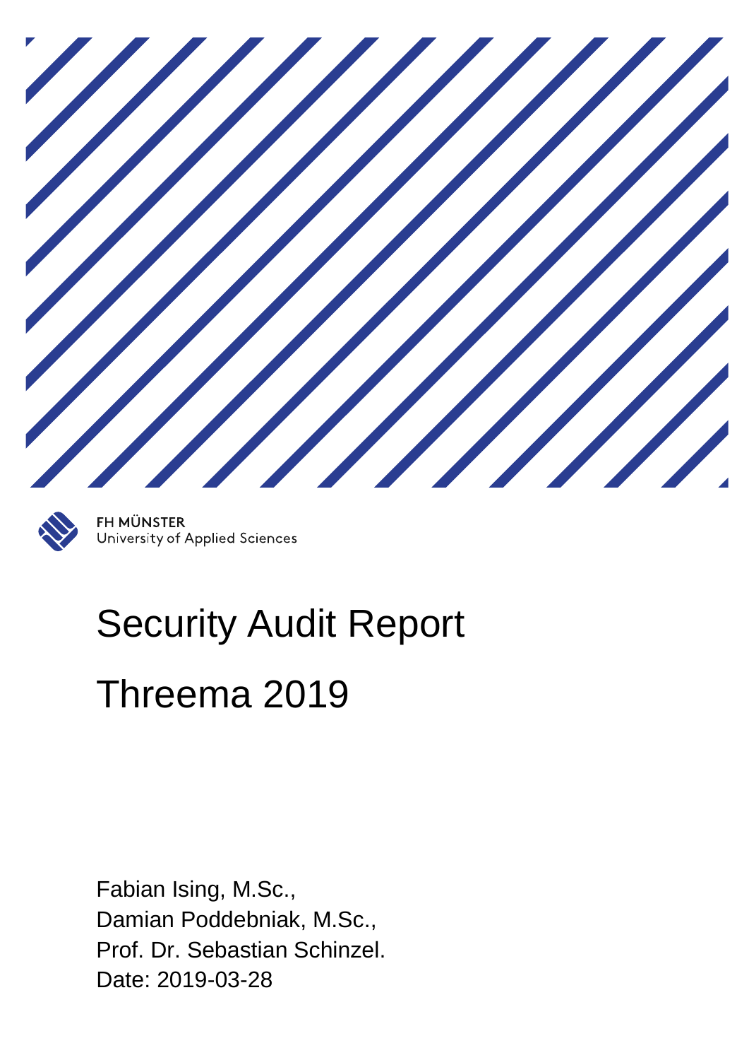FH MÜNSTER
University of Applied Sciences

# Security Audit Report

# Threema 2019

Fabian Ising, M.Sc.,
Damian Poddebniak, M.Sc.,
Prof. Dr. Sebastian Schinzel.
Date: 2019-03-28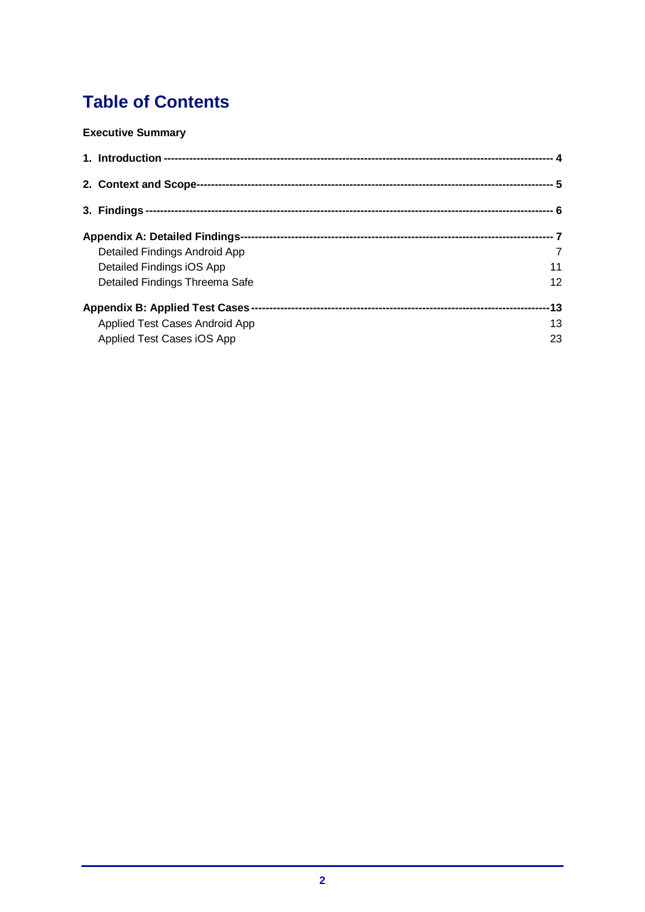# Table of Contents

**Executive Summary**

**1. Introduction ---------------------------------------------------------------------------------------------------- 4**

**2. Context and Scope------------------------------------------------------------------------------------------------ 5**

**3. Findings -------------------------------------------------------------------------------------------------------- 6**

**Appendix A: Detailed Findings----------------------------------------------------------------------------------- 7**

Detailed Findings Android App 7

Detailed Findings iOS App 11

Detailed Findings Threema Safe 12

**Appendix B: Applied Test Cases ----------------------------------------------------------------------------------13**

Applied Test Cases Android App 13

Applied Test Cases iOS App 23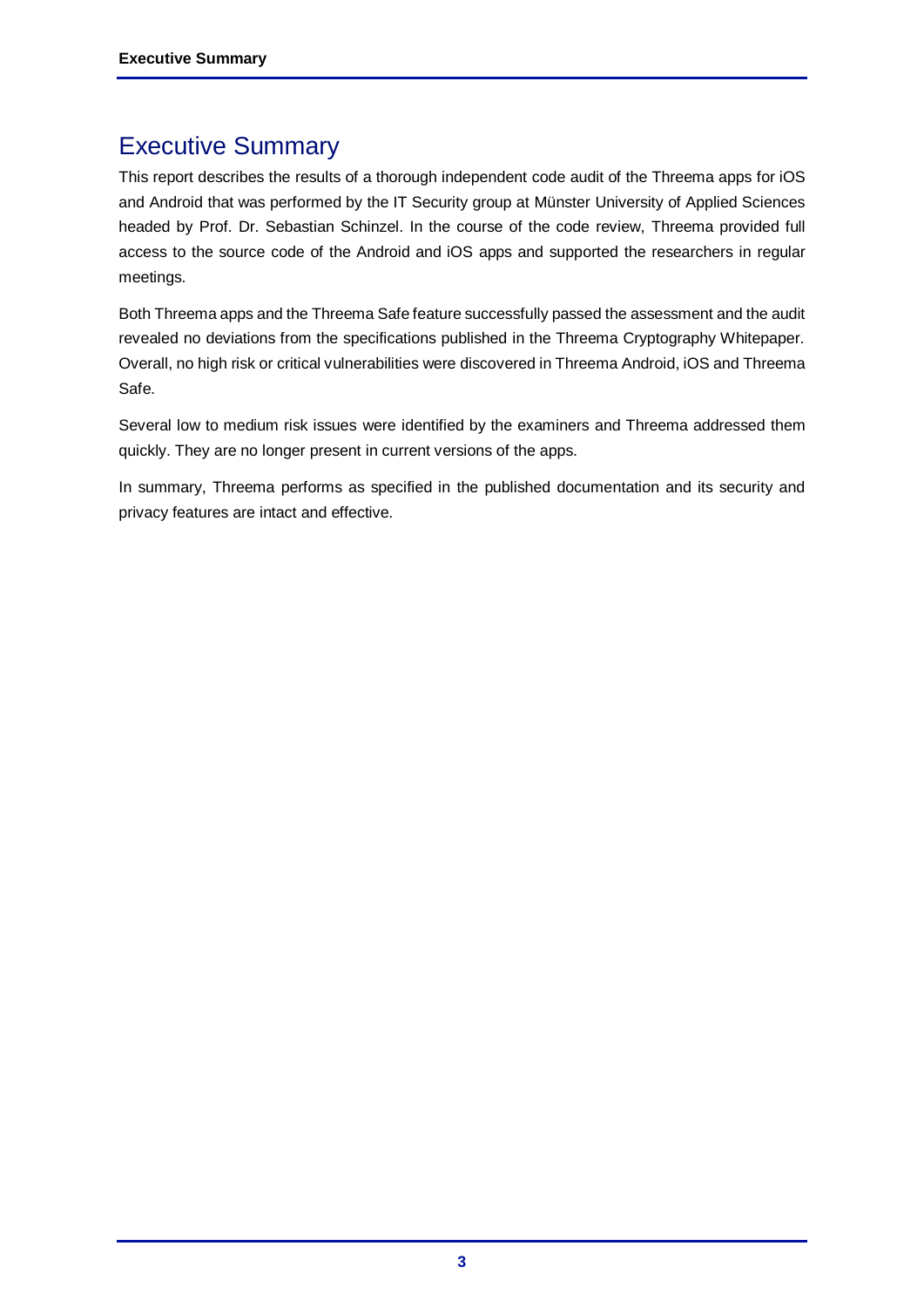# Executive Summary

This report describes the results of a thorough independent code audit of the Threema apps for iOS and Android that was performed by the IT Security group at Münster University of Applied Sciences headed by Prof. Dr. Sebastian Schinzel. In the course of the code review, Threema provided full access to the source code of the Android and iOS apps and supported the researchers in regular meetings.

Both Threema apps and the Threema Safe feature successfully passed the assessment and the audit revealed no deviations from the specifications published in the Threema Cryptography Whitepaper. Overall, no high risk or critical vulnerabilities were discovered in Threema Android, iOS and Threema Safe.

Several low to medium risk issues were identified by the examiners and Threema addressed them quickly. They are no longer present in current versions of the apps.

In summary, Threema performs as specified in the published documentation and its security and privacy features are intact and effective.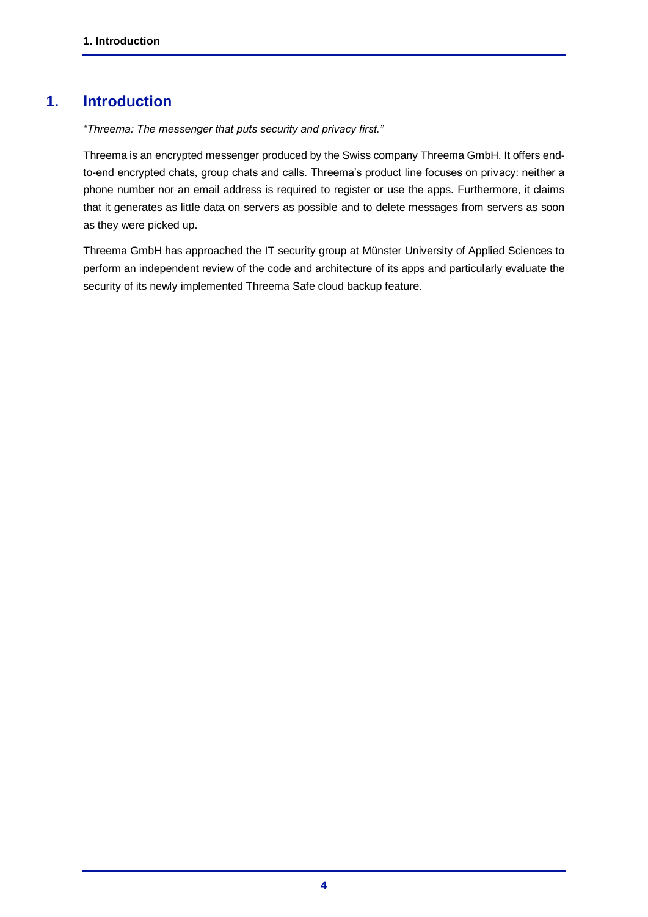# 1. Introduction

*"Threema: The messenger that puts security and privacy first."*

Threema is an encrypted messenger produced by the Swiss company Threema GmbH. It offers end-to-end encrypted chats, group chats and calls. Threema's product line focuses on privacy: neither a phone number nor an email address is required to register or use the apps. Furthermore, it claims that it generates as little data on servers as possible and to delete messages from servers as soon as they were picked up.

Threema GmbH has approached the IT security group at Münster University of Applied Sciences to perform an independent review of the code and architecture of its apps and particularly evaluate the security of its newly implemented Threema Safe cloud backup feature.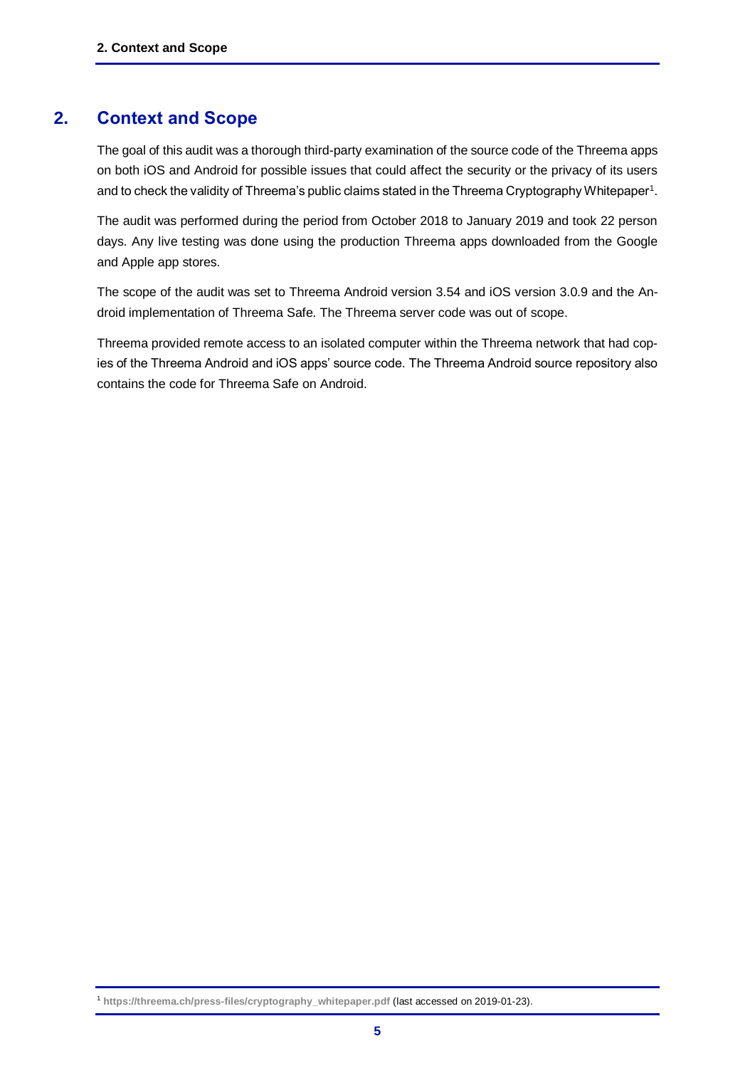## 2. Context and Scope

The goal of this audit was a thorough third-party examination of the source code of the Threema apps on both iOS and Android for possible issues that could affect the security or the privacy of its users and to check the validity of Threema's public claims stated in the Threema Cryptography Whitepaper[1].

The audit was performed during the period from October 2018 to January 2019 and took 22 person days. Any live testing was done using the production Threema apps downloaded from the Google and Apple app stores.

The scope of the audit was set to Threema Android version 3.54 and iOS version 3.0.9 and the Android implementation of Threema Safe. The Threema server code was out of scope.

Threema provided remote access to an isolated computer within the Threema network that had copies of the Threema Android and iOS apps' source code. The Threema Android source repository also contains the code for Threema Safe on Android.

[1] **https://threema.ch/press-files/cryptography_whitepaper.pdf** (last accessed on 2019-01-23).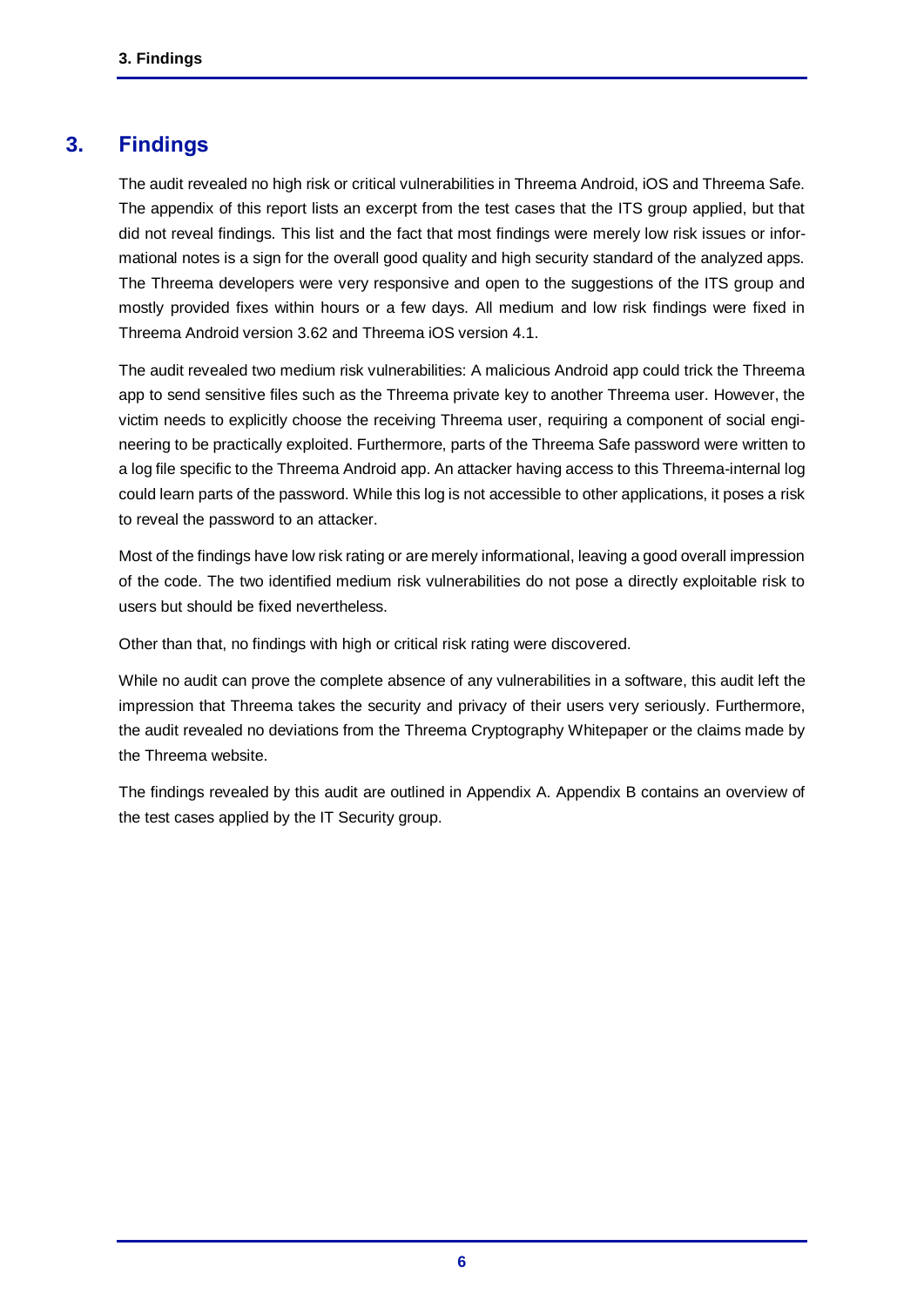# 3. Findings

The audit revealed no high risk or critical vulnerabilities in Threema Android, iOS and Threema Safe. The appendix of this report lists an excerpt from the test cases that the ITS group applied, but that did not reveal findings. This list and the fact that most findings were merely low risk issues or informational notes is a sign for the overall good quality and high security standard of the analyzed apps. The Threema developers were very responsive and open to the suggestions of the ITS group and mostly provided fixes within hours or a few days. All medium and low risk findings were fixed in Threema Android version 3.62 and Threema iOS version 4.1.

The audit revealed two medium risk vulnerabilities: A malicious Android app could trick the Threema app to send sensitive files such as the Threema private key to another Threema user. However, the victim needs to explicitly choose the receiving Threema user, requiring a component of social engineering to be practically exploited. Furthermore, parts of the Threema Safe password were written to a log file specific to the Threema Android app. An attacker having access to this Threema-internal log could learn parts of the password. While this log is not accessible to other applications, it poses a risk to reveal the password to an attacker.

Most of the findings have low risk rating or are merely informational, leaving a good overall impression of the code. The two identified medium risk vulnerabilities do not pose a directly exploitable risk to users but should be fixed nevertheless.

Other than that, no findings with high or critical risk rating were discovered.

While no audit can prove the complete absence of any vulnerabilities in a software, this audit left the impression that Threema takes the security and privacy of their users very seriously. Furthermore, the audit revealed no deviations from the Threema Cryptography Whitepaper or the claims made by the Threema website.

The findings revealed by this audit are outlined in Appendix A. Appendix B contains an overview of the test cases applied by the IT Security group.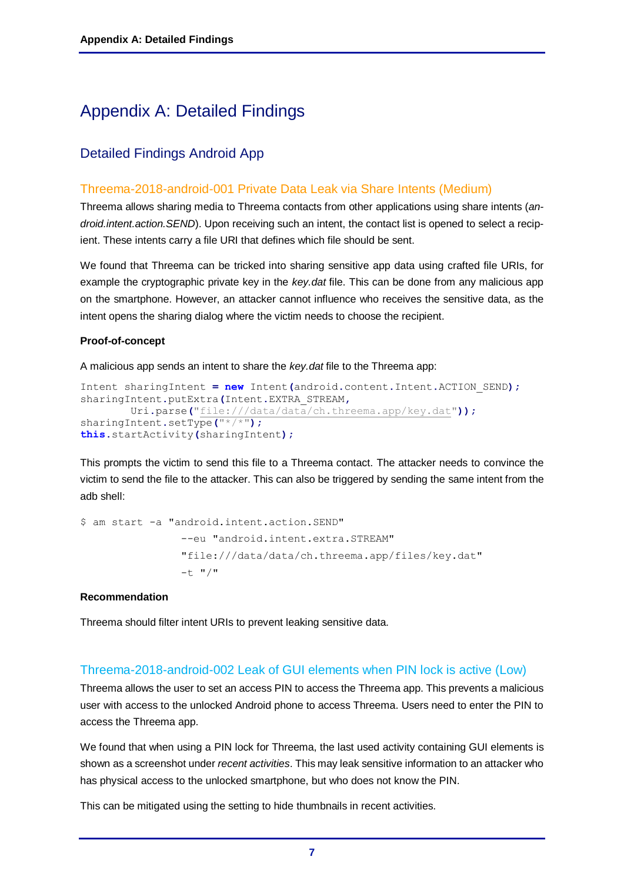# Appendix A: Detailed Findings

## Detailed Findings Android App

### Threema-2018-android-001 Private Data Leak via Share Intents (Medium)

Threema allows sharing media to Threema contacts from other applications using share intents (*android.intent.action.SEND*). Upon receiving such an intent, the contact list is opened to select a recipient. These intents carry a file URI that defines which file should be sent.

We found that Threema can be tricked into sharing sensitive app data using crafted file URIs, for example the cryptographic private key in the *key.dat* file. This can be done from any malicious app on the smartphone. However, an attacker cannot influence who receives the sensitive data, as the intent opens the sharing dialog where the victim needs to choose the recipient.

**Proof-of-concept**

A malicious app sends an intent to share the *key.dat* file to the Threema app:

```
Intent sharingIntent = new Intent(android.content.Intent.ACTION_SEND);
sharingIntent.putExtra(Intent.EXTRA_STREAM,
        Uri.parse("file:///data/data/ch.threema.app/key.dat"));
sharingIntent.setType("*/*");
this.startActivity(sharingIntent);
```

This prompts the victim to send this file to a Threema contact. The attacker needs to convince the victim to send the file to the attacker. This can also be triggered by sending the same intent from the adb shell:

```
$ am start -a "android.intent.action.SEND"
                --eu "android.intent.extra.STREAM"
                "file:///data/data/ch.threema.app/files/key.dat"
                -t "/"
```

**Recommendation**

Threema should filter intent URIs to prevent leaking sensitive data.

### Threema-2018-android-002 Leak of GUI elements when PIN lock is active (Low)

Threema allows the user to set an access PIN to access the Threema app. This prevents a malicious user with access to the unlocked Android phone to access Threema. Users need to enter the PIN to access the Threema app.

We found that when using a PIN lock for Threema, the last used activity containing GUI elements is shown as a screenshot under *recent activities*. This may leak sensitive information to an attacker who has physical access to the unlocked smartphone, but who does not know the PIN.

This can be mitigated using the setting to hide thumbnails in recent activities.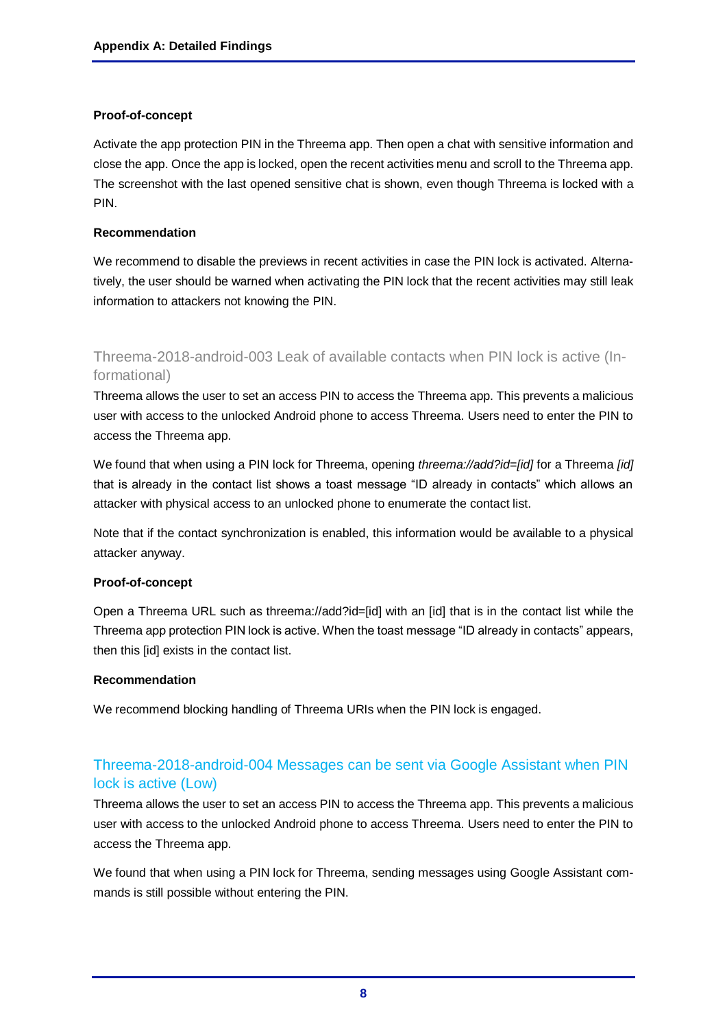**Proof-of-concept**

Activate the app protection PIN in the Threema app. Then open a chat with sensitive information and close the app. Once the app is locked, open the recent activities menu and scroll to the Threema app. The screenshot with the last opened sensitive chat is shown, even though Threema is locked with a PIN.

**Recommendation**

We recommend to disable the previews in recent activities in case the PIN lock is activated. Alternatively, the user should be warned when activating the PIN lock that the recent activities may still leak information to attackers not knowing the PIN.

### Threema-2018-android-003 Leak of available contacts when PIN lock is active (Informational)

Threema allows the user to set an access PIN to access the Threema app. This prevents a malicious user with access to the unlocked Android phone to access Threema. Users need to enter the PIN to access the Threema app.

We found that when using a PIN lock for Threema, opening *threema://add?id=[id]* for a Threema *[id]* that is already in the contact list shows a toast message “ID already in contacts” which allows an attacker with physical access to an unlocked phone to enumerate the contact list.

Note that if the contact synchronization is enabled, this information would be available to a physical attacker anyway.

**Proof-of-concept**

Open a Threema URL such as threema://add?id=[id] with an [id] that is in the contact list while the Threema app protection PIN lock is active. When the toast message “ID already in contacts” appears, then this [id] exists in the contact list.

**Recommendation**

We recommend blocking handling of Threema URIs when the PIN lock is engaged.

### Threema-2018-android-004 Messages can be sent via Google Assistant when PIN lock is active (Low)

Threema allows the user to set an access PIN to access the Threema app. This prevents a malicious user with access to the unlocked Android phone to access Threema. Users need to enter the PIN to access the Threema app.

We found that when using a PIN lock for Threema, sending messages using Google Assistant commands is still possible without entering the PIN.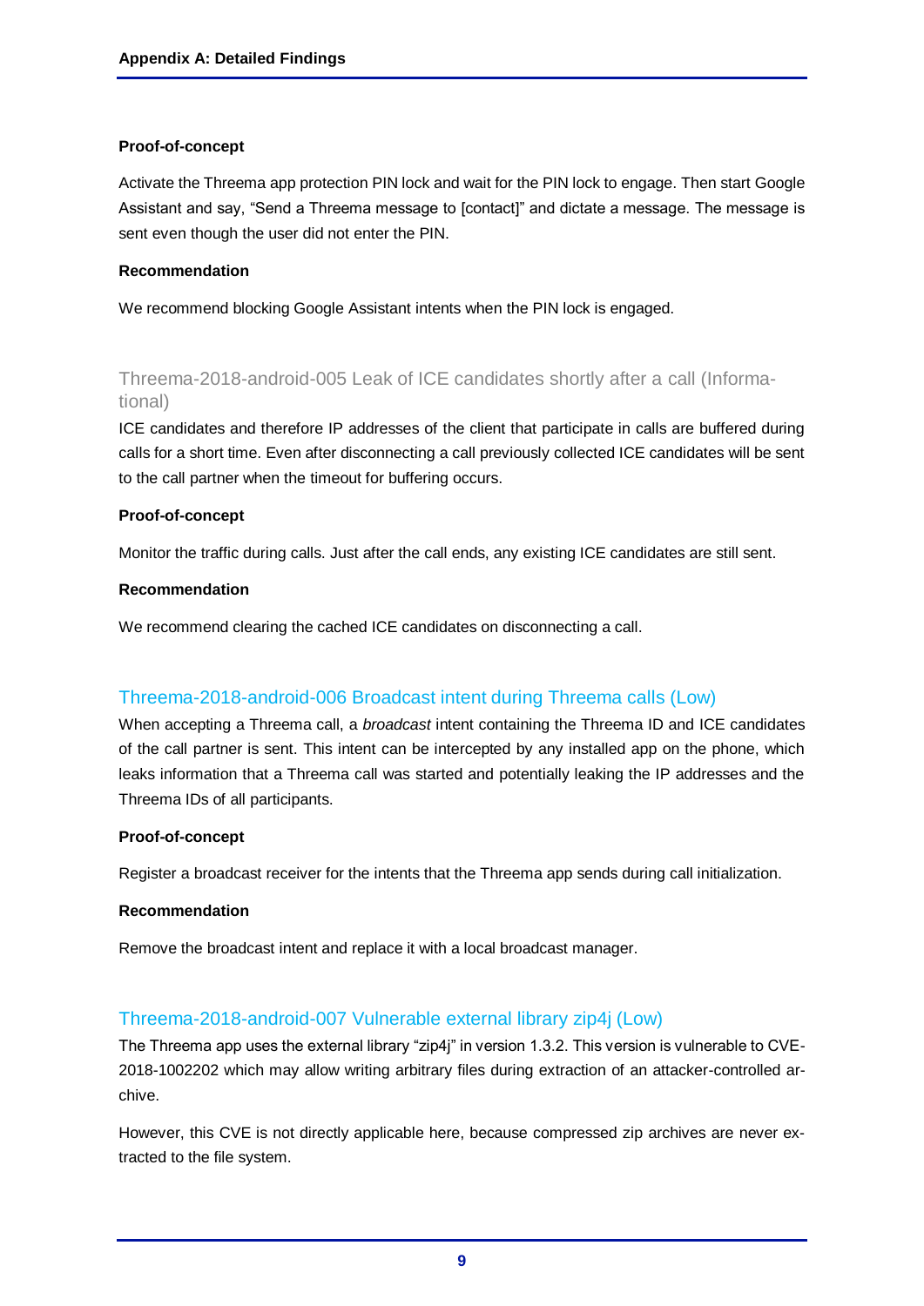#### Proof-of-concept

Activate the Threema app protection PIN lock and wait for the PIN lock to engage. Then start Google Assistant and say, “Send a Threema message to [contact]” and dictate a message. The message is sent even though the user did not enter the PIN.

#### Recommendation

We recommend blocking Google Assistant intents when the PIN lock is engaged.

### Threema-2018-android-005 Leak of ICE candidates shortly after a call (Informational)

ICE candidates and therefore IP addresses of the client that participate in calls are buffered during calls for a short time. Even after disconnecting a call previously collected ICE candidates will be sent to the call partner when the timeout for buffering occurs.

#### Proof-of-concept

Monitor the traffic during calls. Just after the call ends, any existing ICE candidates are still sent.

#### Recommendation

We recommend clearing the cached ICE candidates on disconnecting a call.

### Threema-2018-android-006 Broadcast intent during Threema calls (Low)

When accepting a Threema call, a *broadcast* intent containing the Threema ID and ICE candidates of the call partner is sent. This intent can be intercepted by any installed app on the phone, which leaks information that a Threema call was started and potentially leaking the IP addresses and the Threema IDs of all participants.

#### Proof-of-concept

Register a broadcast receiver for the intents that the Threema app sends during call initialization.

#### Recommendation

Remove the broadcast intent and replace it with a local broadcast manager.

### Threema-2018-android-007 Vulnerable external library zip4j (Low)

The Threema app uses the external library “zip4j” in version 1.3.2. This version is vulnerable to CVE-2018-1002202 which may allow writing arbitrary files during extraction of an attacker-controlled archive.

However, this CVE is not directly applicable here, because compressed zip archives are never extracted to the file system.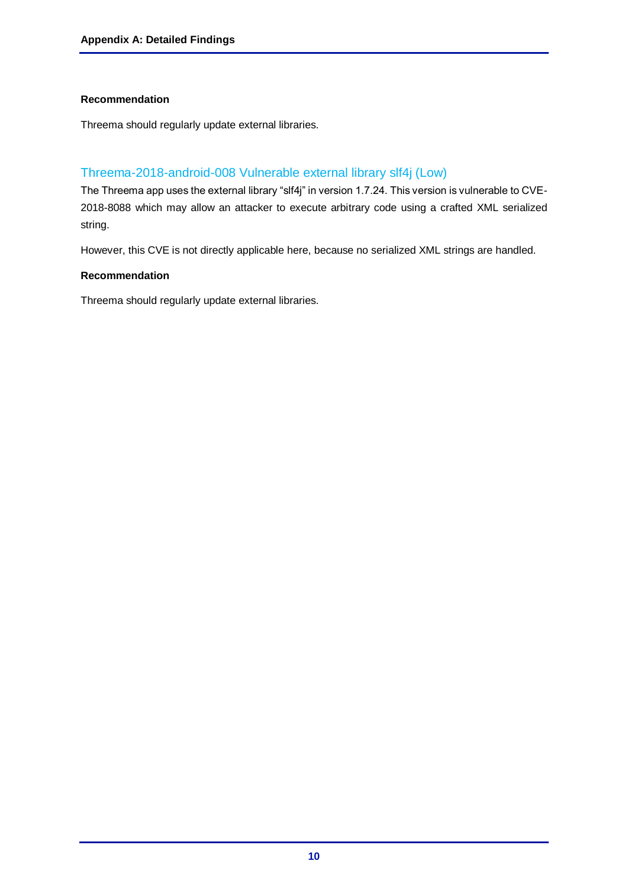#### Recommendation

Threema should regularly update external libraries.

### Threema-2018-android-008 Vulnerable external library slf4j (Low)

The Threema app uses the external library “slf4j” in version 1.7.24. This version is vulnerable to CVE-2018-8088 which may allow an attacker to execute arbitrary code using a crafted XML serialized string.

However, this CVE is not directly applicable here, because no serialized XML strings are handled.

#### Recommendation

Threema should regularly update external libraries.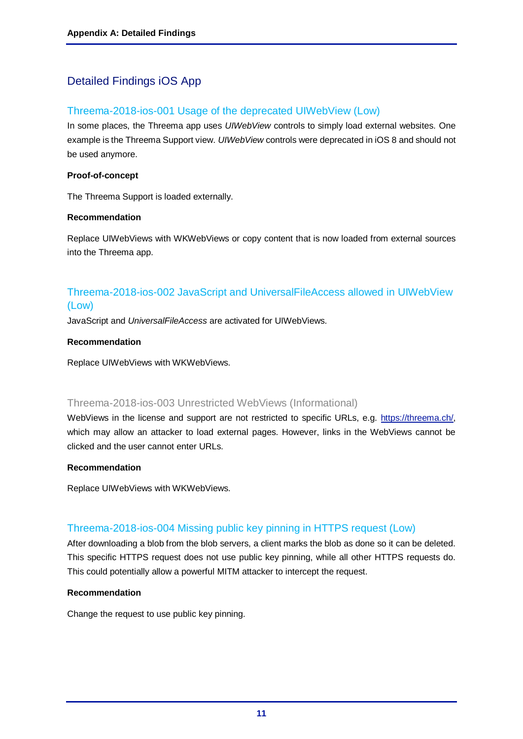## Detailed Findings iOS App

### Threema-2018-ios-001 Usage of the deprecated UIWebView (Low)

In some places, the Threema app uses *UIWebView* controls to simply load external websites. One example is the Threema Support view. *UIWebView* controls were deprecated in iOS 8 and should not be used anymore.

**Proof-of-concept**

The Threema Support is loaded externally.

**Recommendation**

Replace UIWebViews with WKWebViews or copy content that is now loaded from external sources into the Threema app.

### Threema-2018-ios-002 JavaScript and UniversalFileAccess allowed in UIWebView (Low)

JavaScript and *UniversalFileAccess* are activated for UIWebViews.

**Recommendation**

Replace UIWebViews with WKWebViews.

### Threema-2018-ios-003 Unrestricted WebViews (Informational)

WebViews in the license and support are not restricted to specific URLs, e.g. https://threema.ch/, which may allow an attacker to load external pages. However, links in the WebViews cannot be clicked and the user cannot enter URLs.

**Recommendation**

Replace UIWebViews with WKWebViews.

### Threema-2018-ios-004 Missing public key pinning in HTTPS request (Low)

After downloading a blob from the blob servers, a client marks the blob as done so it can be deleted. This specific HTTPS request does not use public key pinning, while all other HTTPS requests do. This could potentially allow a powerful MITM attacker to intercept the request.

**Recommendation**

Change the request to use public key pinning.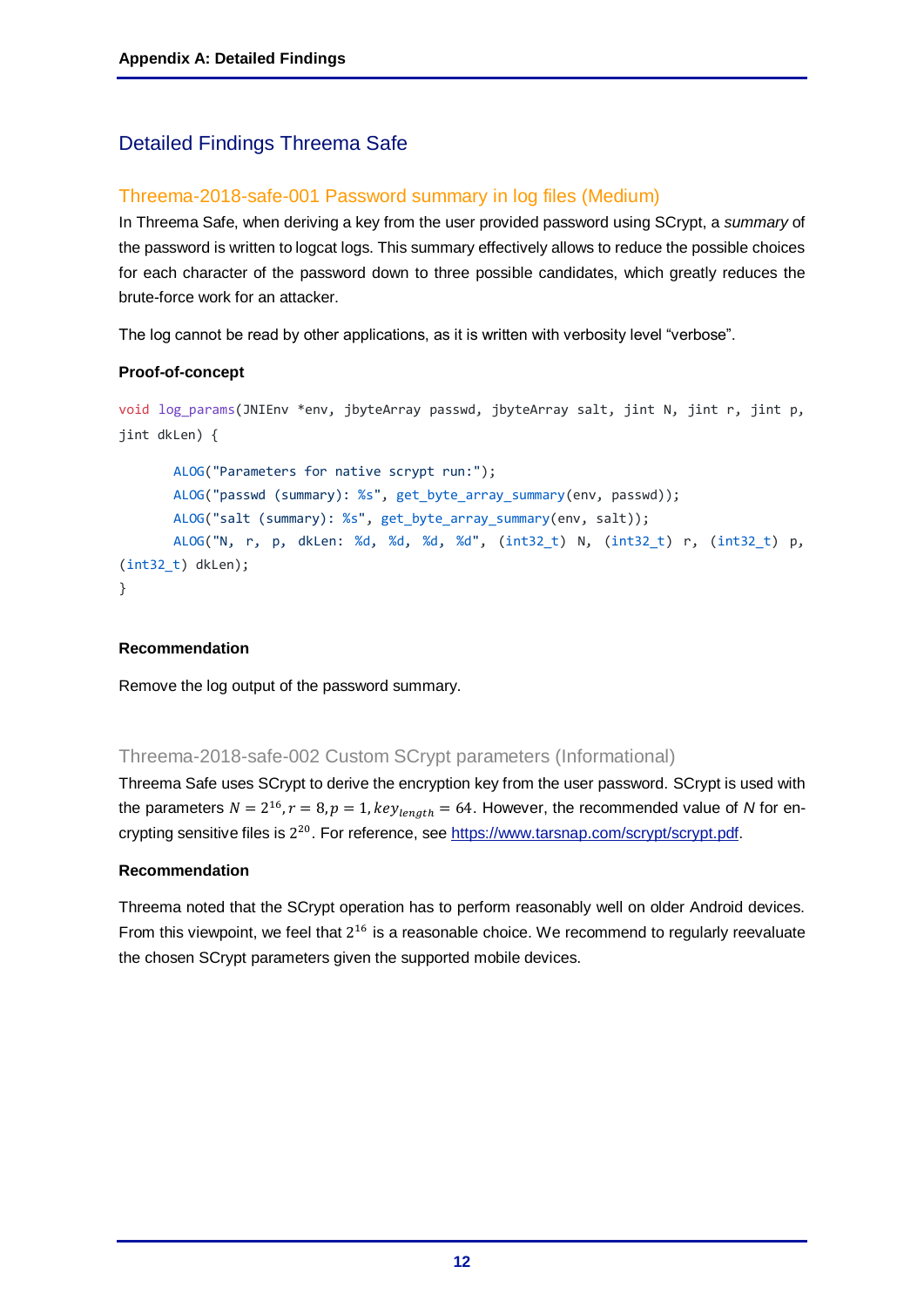## Detailed Findings Threema Safe

### Threema-2018-safe-001 Password summary in log files (Medium)

In Threema Safe, when deriving a key from the user provided password using SCrypt, a *summary* of the password is written to logcat logs. This summary effectively allows to reduce the possible choices for each character of the password down to three possible candidates, which greatly reduces the brute-force work for an attacker.

The log cannot be read by other applications, as it is written with verbosity level “verbose”.

**Proof-of-concept**

```
void log_params(JNIEnv *env, jbyteArray passwd, jbyteArray salt, jint N, jint r, jint p,
jint dkLen) {

       ALOG("Parameters for native scrypt run:");
       ALOG("passwd (summary): %s", get_byte_array_summary(env, passwd));
       ALOG("salt (summary): %s", get_byte_array_summary(env, salt));
       ALOG("N, r, p, dkLen: %d, %d, %d, %d", (int32_t) N, (int32_t) r, (int32_t) p,
(int32_t) dkLen);
}
```

**Recommendation**

Remove the log output of the password summary.

### Threema-2018-safe-002 Custom SCrypt parameters (Informational)

Threema Safe uses SCrypt to derive the encryption key from the user password. SCrypt is used with the parameters $N = 2^{16}, r = 8, p = 1, key_{length} = 64$. However, the recommended value of *N* for encrypting sensitive files is $2^{20}$. For reference, see https://www.tarsnap.com/scrypt/scrypt.pdf.

**Recommendation**

Threema noted that the SCrypt operation has to perform reasonably well on older Android devices. From this viewpoint, we feel that $2^{16}$ is a reasonable choice. We recommend to regularly reevaluate the chosen SCrypt parameters given the supported mobile devices.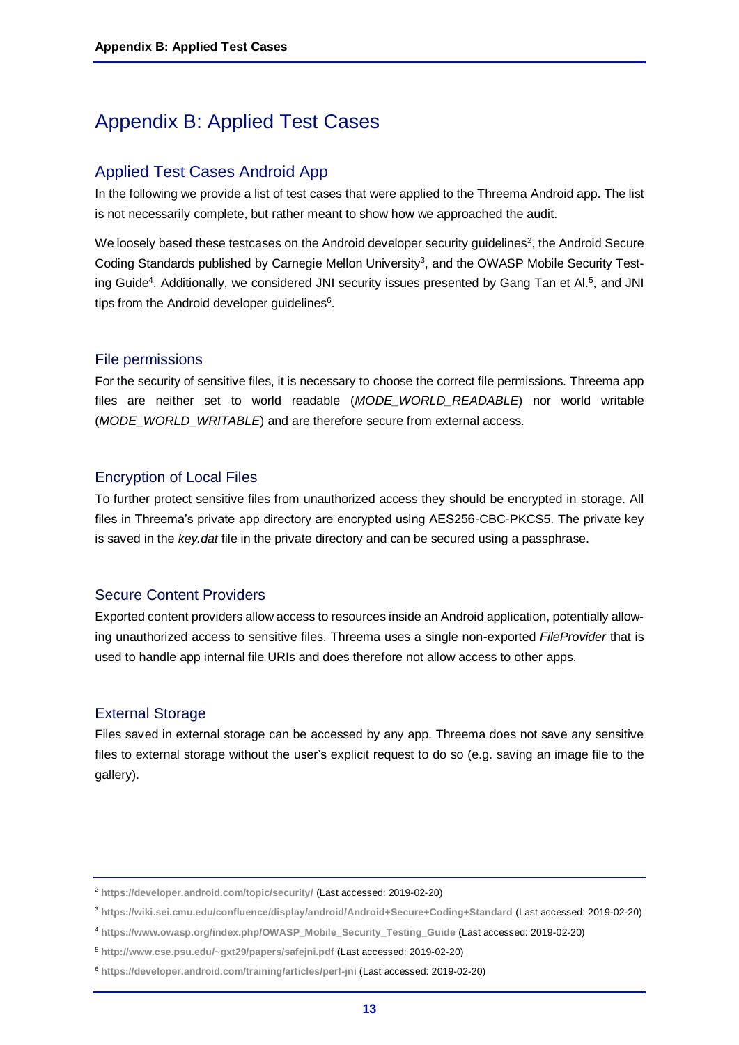# Appendix B: Applied Test Cases

## Applied Test Cases Android App

In the following we provide a list of test cases that were applied to the Threema Android app. The list is not necessarily complete, but rather meant to show how we approached the audit.

We loosely based these testcases on the Android developer security guidelines[2], the Android Secure Coding Standards published by Carnegie Mellon University[3], and the OWASP Mobile Security Testing Guide[4]. Additionally, we considered JNI security issues presented by Gang Tan et Al.[5], and JNI tips from the Android developer guidelines[6].

### File permissions

For the security of sensitive files, it is necessary to choose the correct file permissions. Threema app files are neither set to world readable (*MODE_WORLD_READABLE*) nor world writable (*MODE_WORLD_WRITABLE*) and are therefore secure from external access.

### Encryption of Local Files

To further protect sensitive files from unauthorized access they should be encrypted in storage. All files in Threema's private app directory are encrypted using AES256-CBC-PKCS5. The private key is saved in the *key.dat* file in the private directory and can be secured using a passphrase.

### Secure Content Providers

Exported content providers allow access to resources inside an Android application, potentially allowing unauthorized access to sensitive files. Threema uses a single non-exported *FileProvider* that is used to handle app internal file URIs and does therefore not allow access to other apps.

### External Storage

Files saved in external storage can be accessed by any app. Threema does not save any sensitive files to external storage without the user's explicit request to do so (e.g. saving an image file to the gallery).

---

[2] **https://developer.android.com/topic/security/** (Last accessed: 2019-02-20)

[3] **https://wiki.sei.cmu.edu/confluence/display/android/Android+Secure+Coding+Standard** (Last accessed: 2019-02-20)

[4] **https://www.owasp.org/index.php/OWASP_Mobile_Security_Testing_Guide** (Last accessed: 2019-02-20)

[5] **http://www.cse.psu.edu/~gxt29/papers/safejni.pdf** (Last accessed: 2019-02-20)

[6] **https://developer.android.com/training/articles/perf-jni** (Last accessed: 2019-02-20)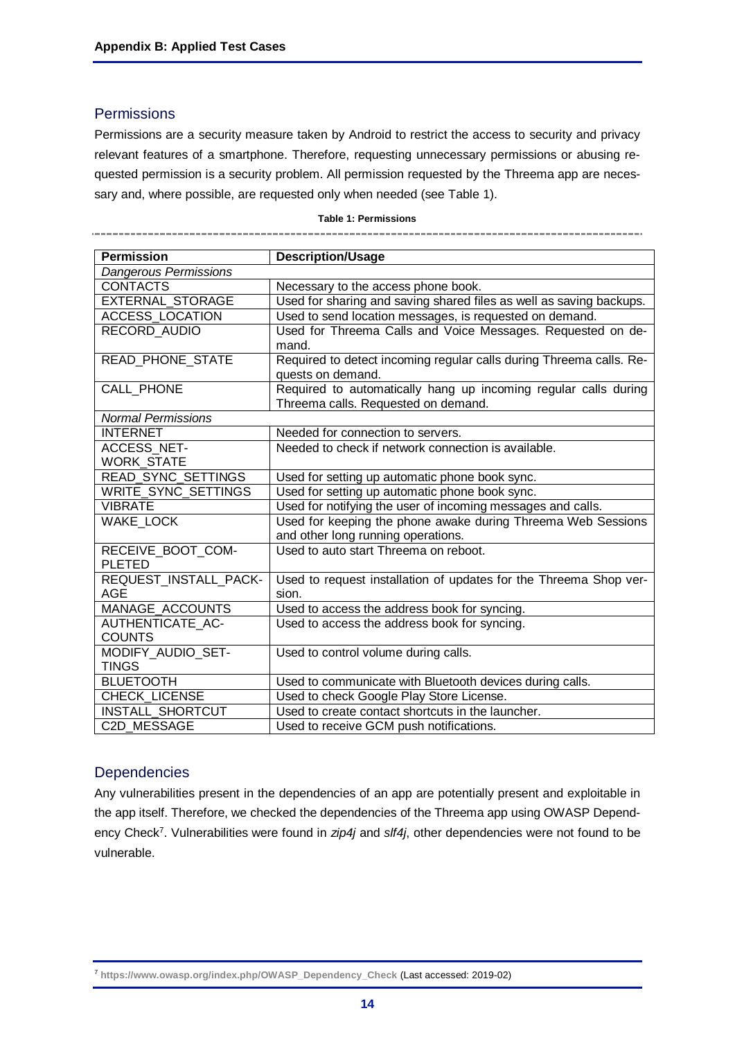## Permissions

Permissions are a security measure taken by Android to restrict the access to security and privacy relevant features of a smartphone. Therefore, requesting unnecessary permissions or abusing requested permission is a security problem. All permission requested by the Threema app are necessary and, where possible, are requested only when needed (see Table 1).

**Table 1: Permissions**

| Permission | Description/Usage |
|---|---|
| *Dangerous Permissions* | |
| CONTACTS | Necessary to the access phone book. |
| EXTERNAL_STORAGE | Used for sharing and saving shared files as well as saving backups. |
| ACCESS_LOCATION | Used to send location messages, is requested on demand. |
| RECORD_AUDIO | Used for Threema Calls and Voice Messages. Requested on demand. |
| READ_PHONE_STATE | Required to detect incoming regular calls during Threema calls. Requests on demand. |
| CALL_PHONE | Required to automatically hang up incoming regular calls during Threema calls. Requested on demand. |
| *Normal Permissions* | |
| INTERNET | Needed for connection to servers. |
| ACCESS_NETWORK_STATE | Needed to check if network connection is available. |
| READ_SYNC_SETTINGS | Used for setting up automatic phone book sync. |
| WRITE_SYNC_SETTINGS | Used for setting up automatic phone book sync. |
| VIBRATE | Used for notifying the user of incoming messages and calls. |
| WAKE_LOCK | Used for keeping the phone awake during Threema Web Sessions and other long running operations. |
| RECEIVE_BOOT_COMPLETED | Used to auto start Threema on reboot. |
| REQUEST_INSTALL_PACKAGE | Used to request installation of updates for the Threema Shop version. |
| MANAGE_ACCOUNTS | Used to access the address book for syncing. |
| AUTHENTICATE_ACCOUNTS | Used to access the address book for syncing. |
| MODIFY_AUDIO_SETTINGS | Used to control volume during calls. |
| BLUETOOTH | Used to communicate with Bluetooth devices during calls. |
| CHECK_LICENSE | Used to check Google Play Store License. |
| INSTALL_SHORTCUT | Used to create contact shortcuts in the launcher. |
| C2D_MESSAGE | Used to receive GCM push notifications. |

## Dependencies

Any vulnerabilities present in the dependencies of an app are potentially present and exploitable in the app itself. Therefore, we checked the dependencies of the Threema app using OWASP Dependency Check[7]. Vulnerabilities were found in *zip4j* and *slf4j*, other dependencies were not found to be vulnerable.

[7] https://www.owasp.org/index.php/OWASP_Dependency_Check (Last accessed: 2019-02)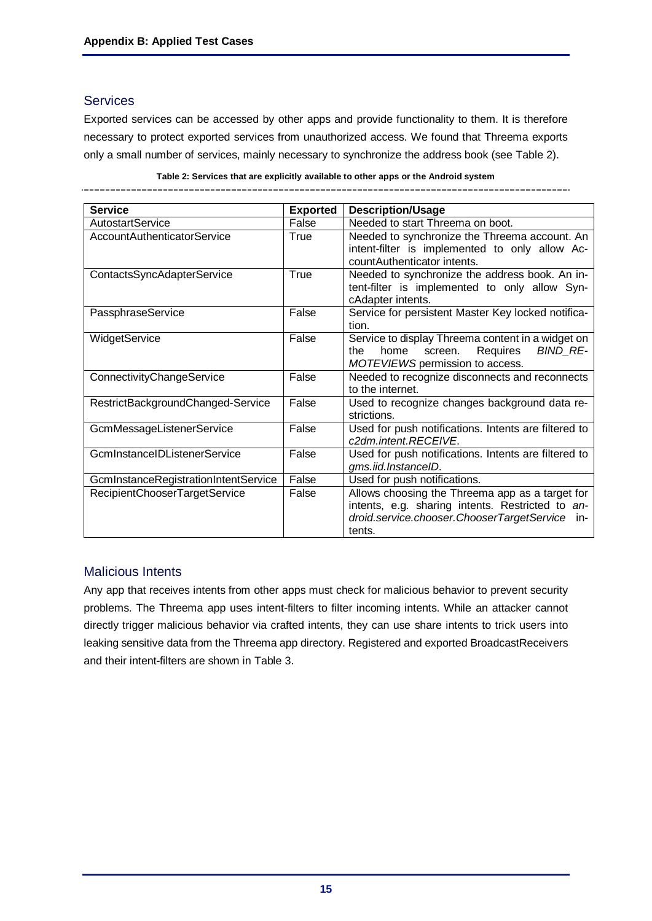## Services

Exported services can be accessed by other apps and provide functionality to them. It is therefore necessary to protect exported services from unauthorized access. We found that Threema exports only a small number of services, mainly necessary to synchronize the address book (see Table 2).

**Table 2: Services that are explicitly available to other apps or the Android system**

| Service | Exported | Description/Usage |
|---|---|---|
| AutostartService | False | Needed to start Threema on boot. |
| AccountAuthenticatorService | True | Needed to synchronize the Threema account. An intent-filter is implemented to only allow AccountAuthenticator intents. |
| ContactsSyncAdapterService | True | Needed to synchronize the address book. An intent-filter is implemented to only allow SyncAdapter intents. |
| PassphraseService | False | Service for persistent Master Key locked notification. |
| WidgetService | False | Service to display Threema content in a widget on the home screen. Requires *BIND_REMOTEVIEWS* permission to access. |
| ConnectivityChangeService | False | Needed to recognize disconnects and reconnects to the internet. |
| RestrictBackgroundChanged-Service | False | Used to recognize changes background data restrictions. |
| GcmMessageListenerService | False | Used for push notifications. Intents are filtered to *c2dm.intent.RECEIVE*. |
| GcmInstanceIDListenerService | False | Used for push notifications. Intents are filtered to *gms.iid.InstanceID*. |
| GcmInstanceRegistrationIntentService | False | Used for push notifications. |
| RecipientChooserTargetService | False | Allows choosing the Threema app as a target for intents, e.g. sharing intents. Restricted to *android.service.chooser.ChooserTargetService* intents. |

## Malicious Intents

Any app that receives intents from other apps must check for malicious behavior to prevent security problems. The Threema app uses intent-filters to filter incoming intents. While an attacker cannot directly trigger malicious behavior via crafted intents, they can use share intents to trick users into leaking sensitive data from the Threema app directory. Registered and exported BroadcastReceivers and their intent-filters are shown in Table 3.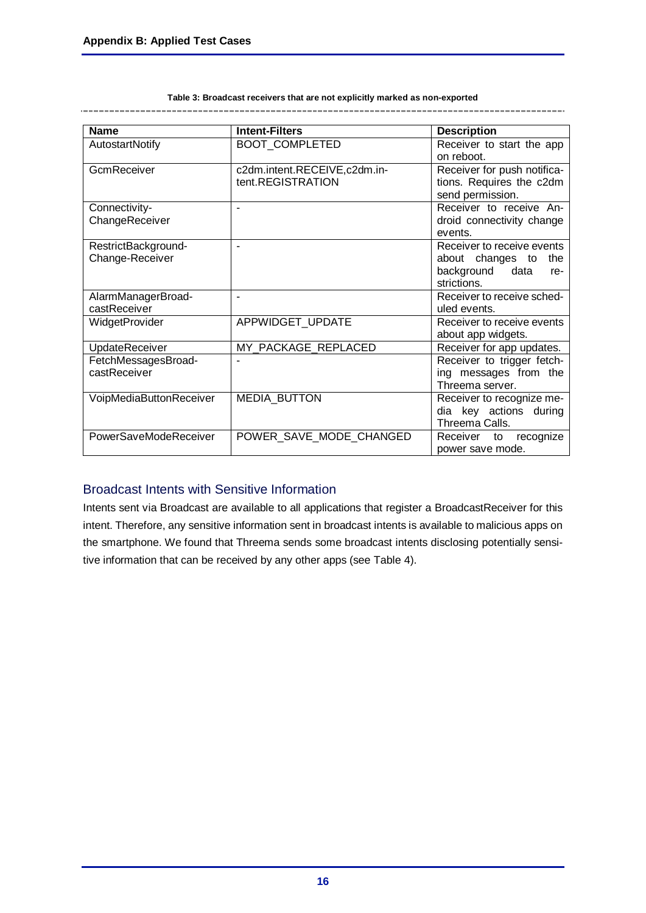**Table 3: Broadcast receivers that are not explicitly marked as non-exported**

| Name | Intent-Filters | Description |
|---|---|---|
| AutostartNotify | BOOT_COMPLETED | Receiver to start the app on reboot. |
| GcmReceiver | c2dm.intent.RECEIVE,c2dm.intent.REGISTRATION | Receiver for push notifications. Requires the c2dm send permission. |
| ConnectivityChangeReceiver | - | Receiver to receive Android connectivity change events. |
| RestrictBackgroundChange-Receiver | - | Receiver to receive events about changes to the background data restrictions. |
| AlarmManagerBroadcastReceiver | - | Receiver to receive scheduled events. |
| WidgetProvider | APPWIDGET_UPDATE | Receiver to receive events about app widgets. |
| UpdateReceiver | MY_PACKAGE_REPLACED | Receiver for app updates. |
| FetchMessagesBroadcastReceiver | - | Receiver to trigger fetching messages from the Threema server. |
| VoipMediaButtonReceiver | MEDIA_BUTTON | Receiver to recognize media key actions during Threema Calls. |
| PowerSaveModeReceiver | POWER_SAVE_MODE_CHANGED | Receiver to recognize power save mode. |

## Broadcast Intents with Sensitive Information

Intents sent via Broadcast are available to all applications that register a BroadcastReceiver for this intent. Therefore, any sensitive information sent in broadcast intents is available to malicious apps on the smartphone. We found that Threema sends some broadcast intents disclosing potentially sensitive information that can be received by any other apps (see Table 4).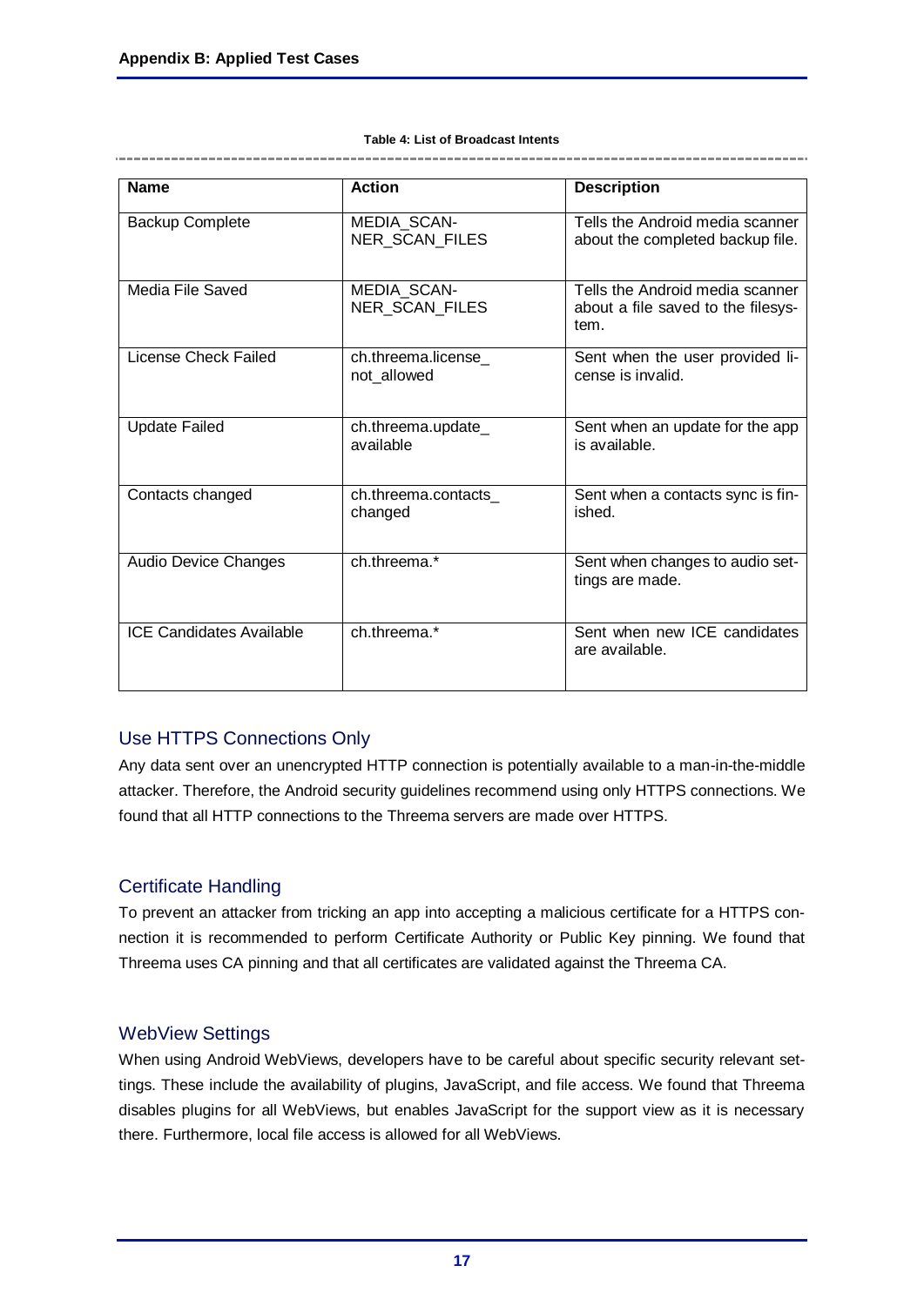**Table 4: List of Broadcast Intents**

| Name | Action | Description |
|---|---|---|
| Backup Complete | MEDIA_SCANNER_SCAN_FILES | Tells the Android media scanner about the completed backup file. |
| Media File Saved | MEDIA_SCANNER_SCAN_FILES | Tells the Android media scanner about a file saved to the filesystem. |
| License Check Failed | ch.threema.license_not_allowed | Sent when the user provided license is invalid. |
| Update Failed | ch.threema.update_available | Sent when an update for the app is available. |
| Contacts changed | ch.threema.contacts_changed | Sent when a contacts sync is finished. |
| Audio Device Changes | ch.threema.* | Sent when changes to audio settings are made. |
| ICE Candidates Available | ch.threema.* | Sent when new ICE candidates are available. |

## Use HTTPS Connections Only

Any data sent over an unencrypted HTTP connection is potentially available to a man-in-the-middle attacker. Therefore, the Android security guidelines recommend using only HTTPS connections. We found that all HTTP connections to the Threema servers are made over HTTPS.

## Certificate Handling

To prevent an attacker from tricking an app into accepting a malicious certificate for a HTTPS connection it is recommended to perform Certificate Authority or Public Key pinning. We found that Threema uses CA pinning and that all certificates are validated against the Threema CA.

## WebView Settings

When using Android WebViews, developers have to be careful about specific security relevant settings. These include the availability of plugins, JavaScript, and file access. We found that Threema disables plugins for all WebViews, but enables JavaScript for the support view as it is necessary there. Furthermore, local file access is allowed for all WebViews.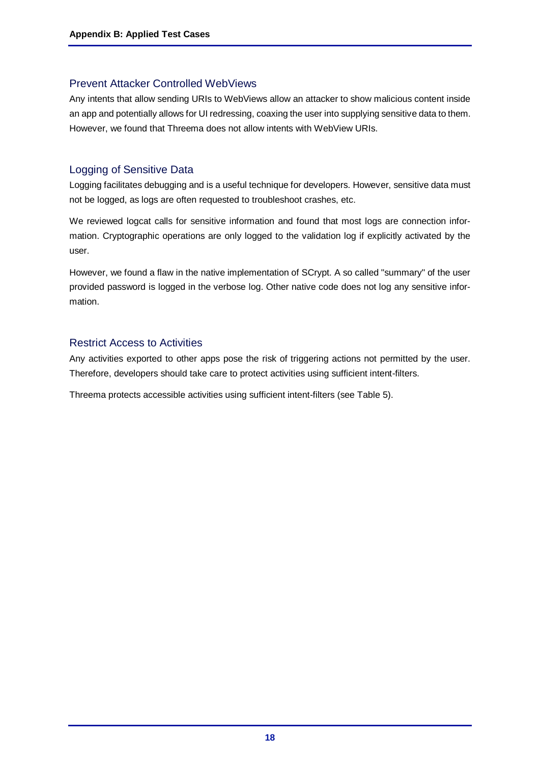## Prevent Attacker Controlled WebViews

Any intents that allow sending URIs to WebViews allow an attacker to show malicious content inside an app and potentially allows for UI redressing, coaxing the user into supplying sensitive data to them. However, we found that Threema does not allow intents with WebView URIs.

## Logging of Sensitive Data

Logging facilitates debugging and is a useful technique for developers. However, sensitive data must not be logged, as logs are often requested to troubleshoot crashes, etc.

We reviewed logcat calls for sensitive information and found that most logs are connection information. Cryptographic operations are only logged to the validation log if explicitly activated by the user.

However, we found a flaw in the native implementation of SCrypt. A so called "summary" of the user provided password is logged in the verbose log. Other native code does not log any sensitive information.

## Restrict Access to Activities

Any activities exported to other apps pose the risk of triggering actions not permitted by the user. Therefore, developers should take care to protect activities using sufficient intent-filters.

Threema protects accessible activities using sufficient intent-filters (see Table 5).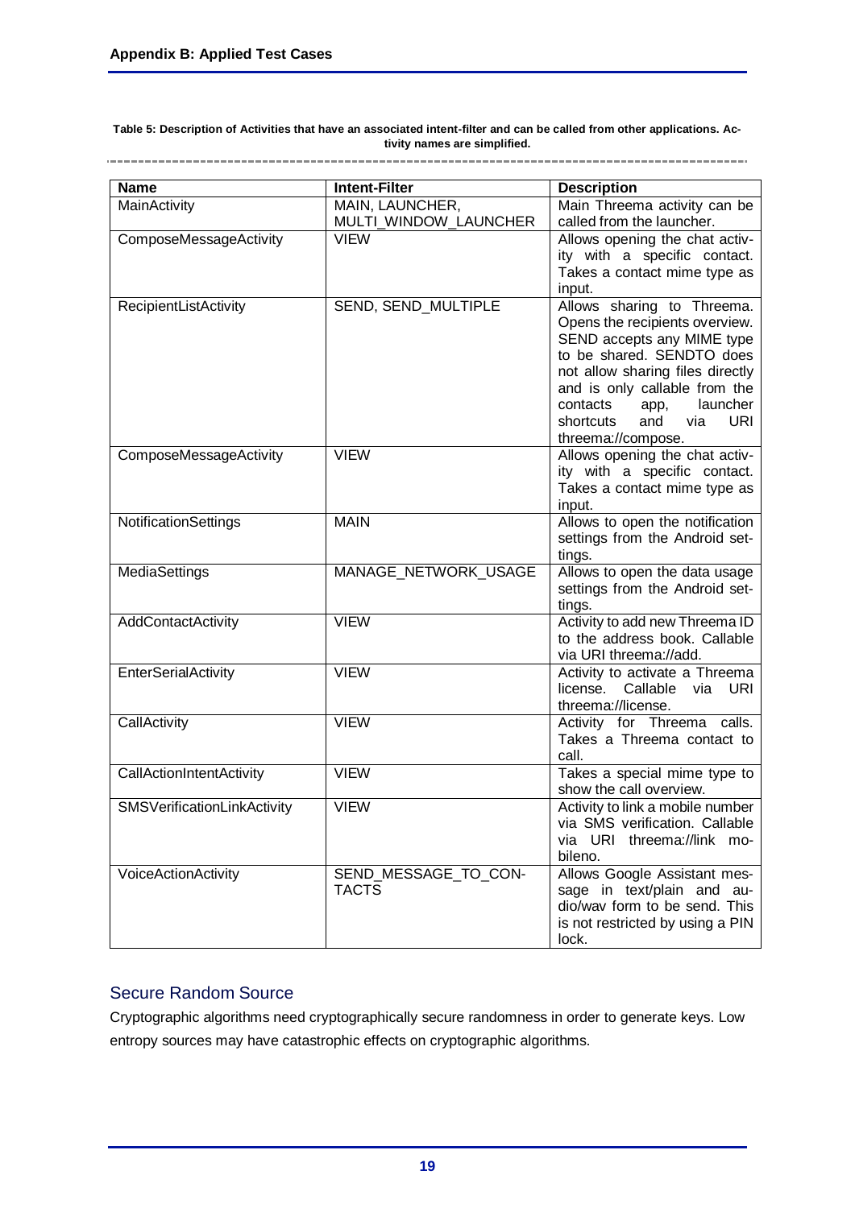**Table 5: Description of Activities that have an associated intent-filter and can be called from other applications. Activity names are simplified.**

| Name | Intent-Filter | Description |
|---|---|---|
| MainActivity | MAIN, LAUNCHER, MULTI_WINDOW_LAUNCHER | Main Threema activity can be called from the launcher. |
| ComposeMessageActivity | VIEW | Allows opening the chat activity with a specific contact. Takes a contact mime type as input. |
| RecipientListActivity | SEND, SEND_MULTIPLE | Allows sharing to Threema. Opens the recipients overview. SEND accepts any MIME type to be shared. SENDTO does not allow sharing files directly and is only callable from the contacts app, launcher shortcuts and via URI threema://compose. |
| ComposeMessageActivity | VIEW | Allows opening the chat activity with a specific contact. Takes a contact mime type as input. |
| NotificationSettings | MAIN | Allows to open the notification settings from the Android settings. |
| MediaSettings | MANAGE_NETWORK_USAGE | Allows to open the data usage settings from the Android settings. |
| AddContactActivity | VIEW | Activity to add new Threema ID to the address book. Callable via URI threema://add. |
| EnterSerialActivity | VIEW | Activity to activate a Threema license. Callable via URI threema://license. |
| CallActivity | VIEW | Activity for Threema calls. Takes a Threema contact to call. |
| CallActionIntentActivity | VIEW | Takes a special mime type to show the call overview. |
| SMSVerificationLinkActivity | VIEW | Activity to link a mobile number via SMS verification. Callable via URI threema://link mobileno. |
| VoiceActionActivity | SEND_MESSAGE_TO_CONTACTS | Allows Google Assistant message in text/plain and audio/wav form to be send. This is not restricted by using a PIN lock. |

## Secure Random Source

Cryptographic algorithms need cryptographically secure randomness in order to generate keys. Low entropy sources may have catastrophic effects on cryptographic algorithms.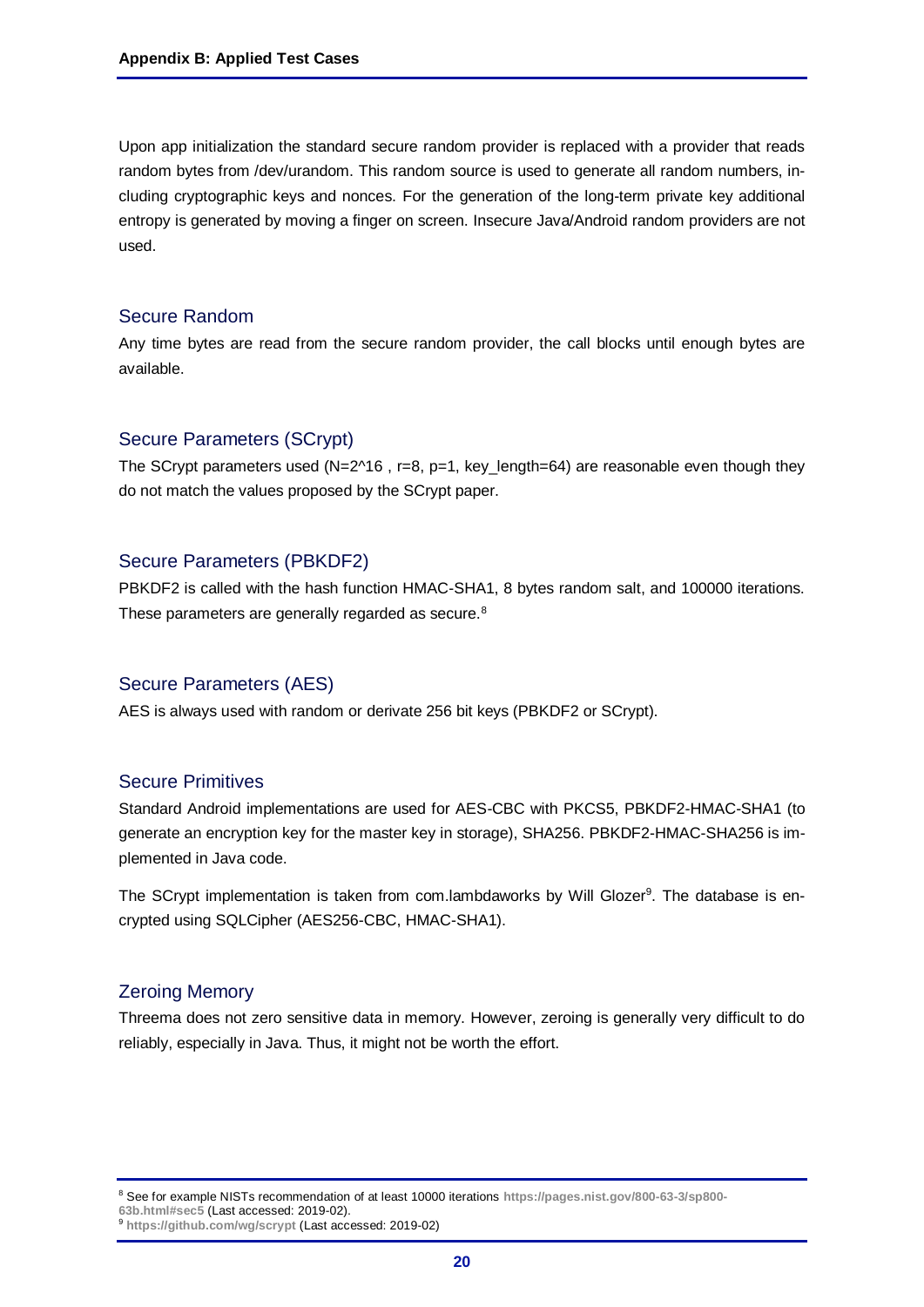Upon app initialization the standard secure random provider is replaced with a provider that reads random bytes from /dev/urandom. This random source is used to generate all random numbers, including cryptographic keys and nonces. For the generation of the long-term private key additional entropy is generated by moving a finger on screen. Insecure Java/Android random providers are not used.

### Secure Random

Any time bytes are read from the secure random provider, the call blocks until enough bytes are available.

### Secure Parameters (SCrypt)

The SCrypt parameters used (N=2^16 , r=8, p=1, key_length=64) are reasonable even though they do not match the values proposed by the SCrypt paper.

### Secure Parameters (PBKDF2)

PBKDF2 is called with the hash function HMAC-SHA1, 8 bytes random salt, and 100000 iterations. These parameters are generally regarded as secure.[8]

### Secure Parameters (AES)

AES is always used with random or derivate 256 bit keys (PBKDF2 or SCrypt).

### Secure Primitives

Standard Android implementations are used for AES-CBC with PKCS5, PBKDF2-HMAC-SHA1 (to generate an encryption key for the master key in storage), SHA256. PBKDF2-HMAC-SHA256 is implemented in Java code.

The SCrypt implementation is taken from com.lambdaworks by Will Glozer[9]. The database is encrypted using SQLCipher (AES256-CBC, HMAC-SHA1).

### Zeroing Memory

Threema does not zero sensitive data in memory. However, zeroing is generally very difficult to do reliably, especially in Java. Thus, it might not be worth the effort.

---

[8] See for example NISTs recommendation of at least 10000 iterations https://pages.nist.gov/800-63-3/sp800-63b.html#sec5 (Last accessed: 2019-02).

[9] https://github.com/wg/scrypt (Last accessed: 2019-02)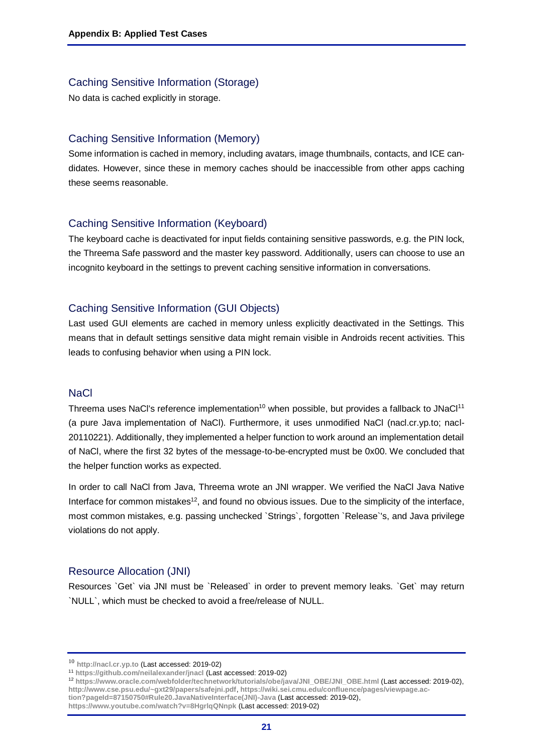### Caching Sensitive Information (Storage)

No data is cached explicitly in storage.

### Caching Sensitive Information (Memory)

Some information is cached in memory, including avatars, image thumbnails, contacts, and ICE candidates. However, since these in memory caches should be inaccessible from other apps caching these seems reasonable.

### Caching Sensitive Information (Keyboard)

The keyboard cache is deactivated for input fields containing sensitive passwords, e.g. the PIN lock, the Threema Safe password and the master key password. Additionally, users can choose to use an incognito keyboard in the settings to prevent caching sensitive information in conversations.

### Caching Sensitive Information (GUI Objects)

Last used GUI elements are cached in memory unless explicitly deactivated in the Settings. This means that in default settings sensitive data might remain visible in Androids recent activities. This leads to confusing behavior when using a PIN lock.

### NaCl

Threema uses NaCl's reference implementation[10] when possible, but provides a fallback to JNaCl[11] (a pure Java implementation of NaCl). Furthermore, it uses unmodified NaCl (nacl.cr.yp.to; nacl-20110221). Additionally, they implemented a helper function to work around an implementation detail of NaCl, where the first 32 bytes of the message-to-be-encrypted must be 0x00. We concluded that the helper function works as expected.

In order to call NaCl from Java, Threema wrote an JNI wrapper. We verified the NaCl Java Native Interface for common mistakes[12], and found no obvious issues. Due to the simplicity of the interface, most common mistakes, e.g. passing unchecked `Strings`, forgotten `Release`'s, and Java privilege violations do not apply.

### Resource Allocation (JNI)

Resources `Get` via JNI must be `Released` in order to prevent memory leaks. `Get` may return `NULL`, which must be checked to avoid a free/release of NULL.

---

[10] http://nacl.cr.yp.to (Last accessed: 2019-02)

[11] https://github.com/neilalexander/jnacl (Last accessed: 2019-02)

[12] https://www.oracle.com/webfolder/technetwork/tutorials/obe/java/JNI_OBE/JNI_OBE.html (Last accessed: 2019-02), http://www.cse.psu.edu/~gxt29/papers/safejni.pdf, https://wiki.sei.cmu.edu/confluence/pages/viewpage.action?pageId=87150750#Rule20.JavaNativeInterface(JNI)-Java (Last accessed: 2019-02), https://www.youtube.com/watch?v=8HgrlqQNnpk (Last accessed: 2019-02)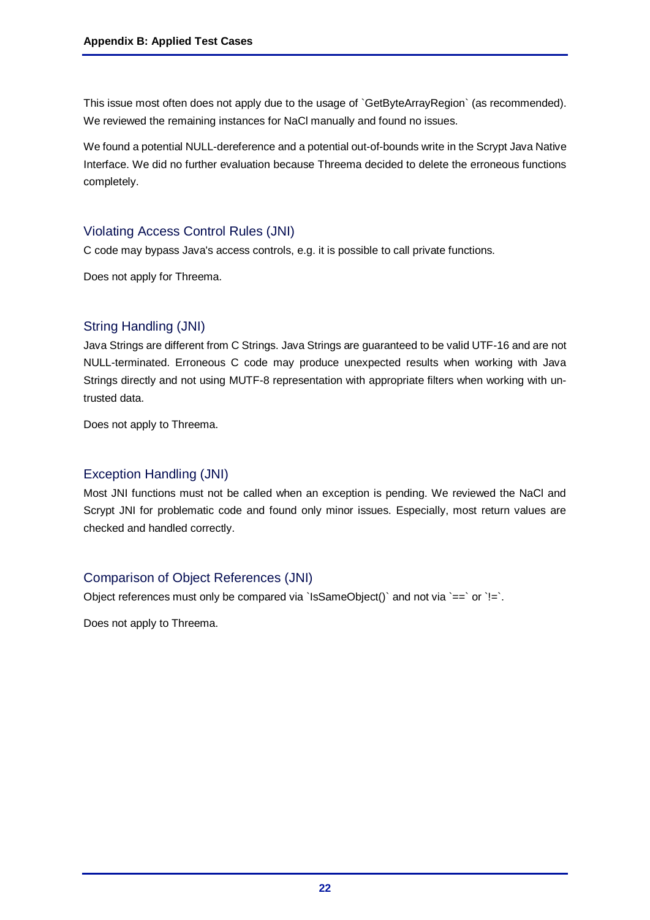This issue most often does not apply due to the usage of `GetByteArrayRegion` (as recommended). We reviewed the remaining instances for NaCl manually and found no issues.

We found a potential NULL-dereference and a potential out-of-bounds write in the Scrypt Java Native Interface. We did no further evaluation because Threema decided to delete the erroneous functions completely.

## Violating Access Control Rules (JNI)

C code may bypass Java's access controls, e.g. it is possible to call private functions.

Does not apply for Threema.

## String Handling (JNI)

Java Strings are different from C Strings. Java Strings are guaranteed to be valid UTF-16 and are not NULL-terminated. Erroneous C code may produce unexpected results when working with Java Strings directly and not using MUTF-8 representation with appropriate filters when working with untrusted data.

Does not apply to Threema.

## Exception Handling (JNI)

Most JNI functions must not be called when an exception is pending. We reviewed the NaCl and Scrypt JNI for problematic code and found only minor issues. Especially, most return values are checked and handled correctly.

## Comparison of Object References (JNI)

Object references must only be compared via `IsSameObject()` and not via `==` or `!=`.

Does not apply to Threema.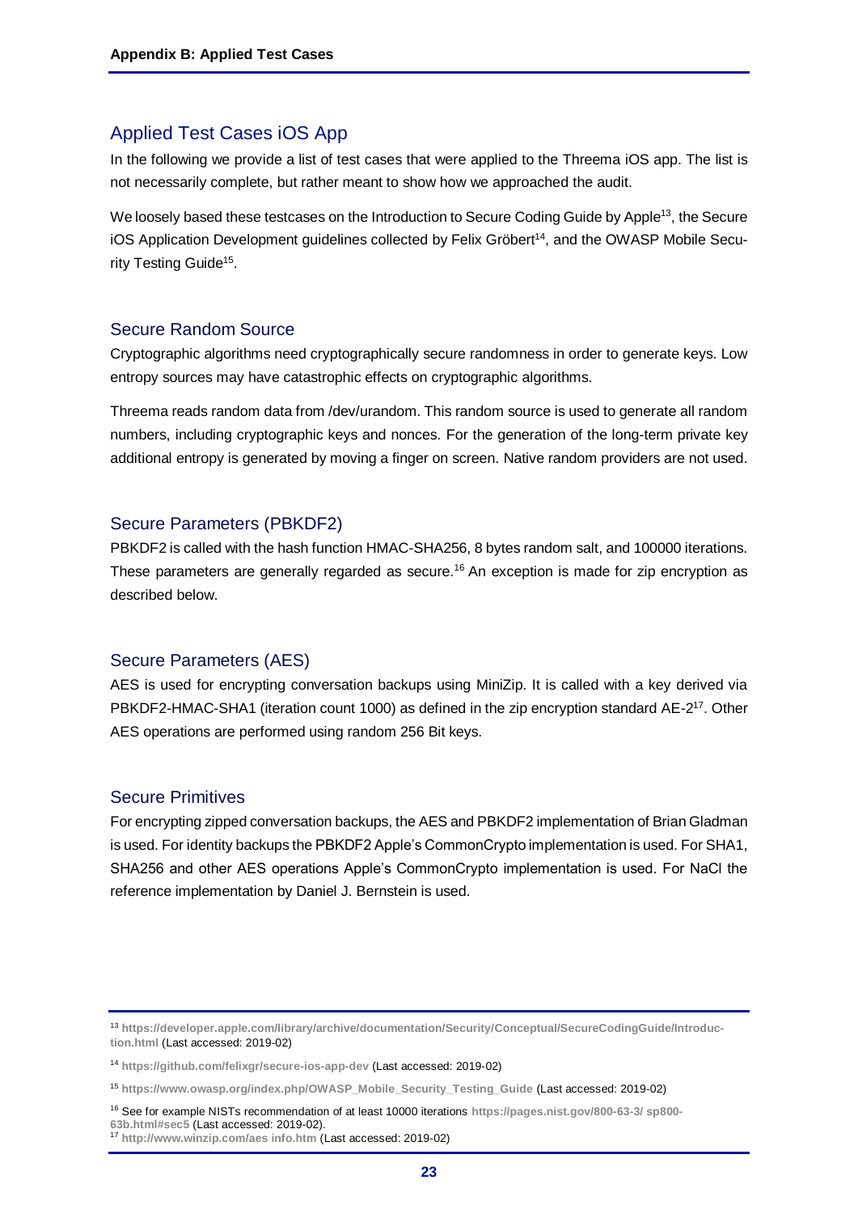## Applied Test Cases iOS App

In the following we provide a list of test cases that were applied to the Threema iOS app. The list is not necessarily complete, but rather meant to show how we approached the audit.

We loosely based these testcases on the Introduction to Secure Coding Guide by Apple[13], the Secure iOS Application Development guidelines collected by Felix Gröbert[14], and the OWASP Mobile Security Testing Guide[15].

### Secure Random Source

Cryptographic algorithms need cryptographically secure randomness in order to generate keys. Low entropy sources may have catastrophic effects on cryptographic algorithms.

Threema reads random data from /dev/urandom. This random source is used to generate all random numbers, including cryptographic keys and nonces. For the generation of the long-term private key additional entropy is generated by moving a finger on screen. Native random providers are not used.

### Secure Parameters (PBKDF2)

PBKDF2 is called with the hash function HMAC-SHA256, 8 bytes random salt, and 100000 iterations. These parameters are generally regarded as secure.[16] An exception is made for zip encryption as described below.

### Secure Parameters (AES)

AES is used for encrypting conversation backups using MiniZip. It is called with a key derived via PBKDF2-HMAC-SHA1 (iteration count 1000) as defined in the zip encryption standard AE-2[17]. Other AES operations are performed using random 256 Bit keys.

### Secure Primitives

For encrypting zipped conversation backups, the AES and PBKDF2 implementation of Brian Gladman is used. For identity backups the PBKDF2 Apple's CommonCrypto implementation is used. For SHA1, SHA256 and other AES operations Apple's CommonCrypto implementation is used. For NaCl the reference implementation by Daniel J. Bernstein is used.

---

[13] https://developer.apple.com/library/archive/documentation/Security/Conceptual/SecureCodingGuide/Introduction.html (Last accessed: 2019-02)

[14] https://github.com/felixgr/secure-ios-app-dev (Last accessed: 2019-02)

[15] https://www.owasp.org/index.php/OWASP_Mobile_Security_Testing_Guide (Last accessed: 2019-02)

[16] See for example NISTs recommendation of at least 10000 iterations https://pages.nist.gov/800-63-3/ sp800-63b.html#sec5 (Last accessed: 2019-02).

[17] http://www.winzip.com/aes info.htm (Last accessed: 2019-02)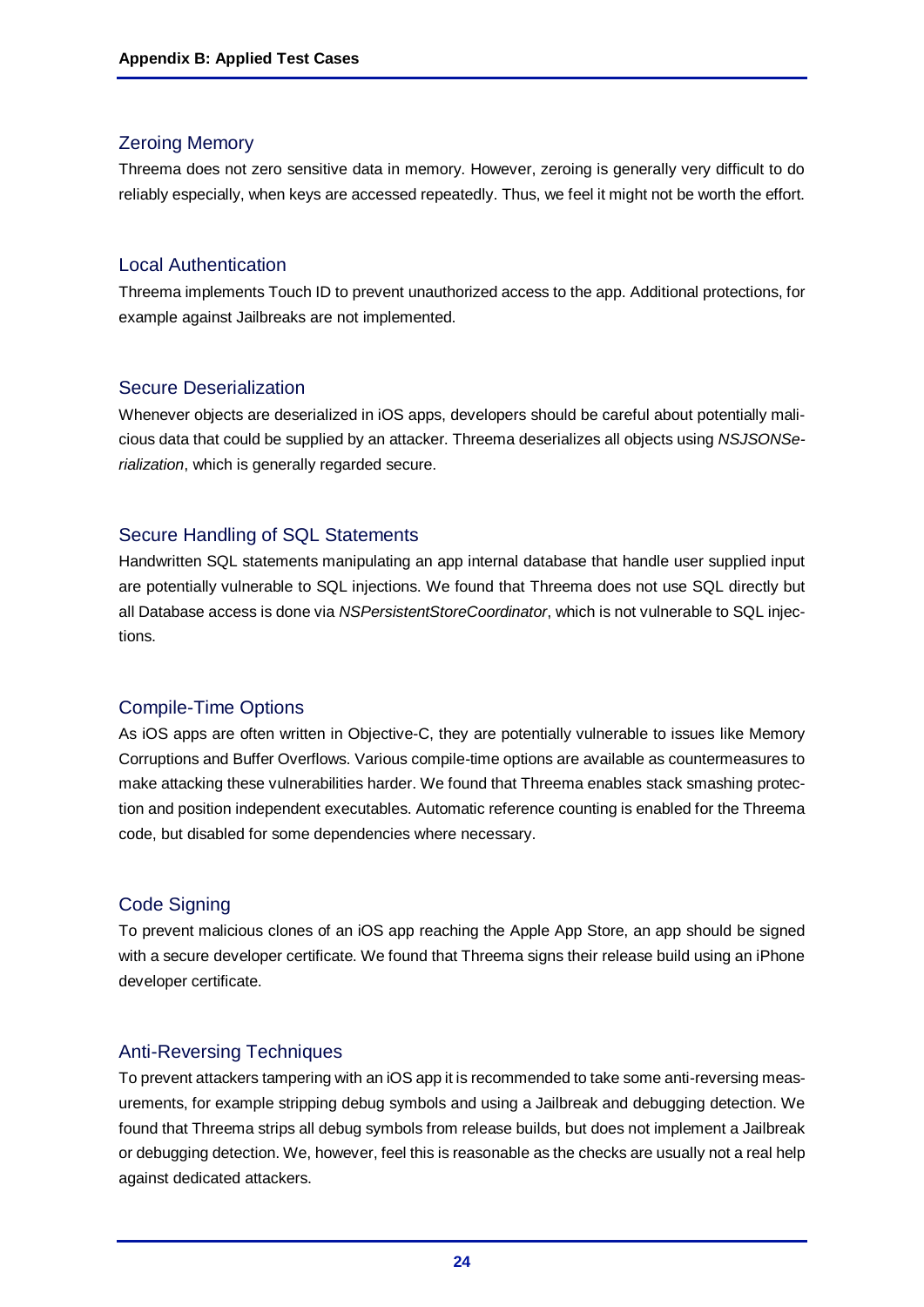## Zeroing Memory

Threema does not zero sensitive data in memory. However, zeroing is generally very difficult to do reliably especially, when keys are accessed repeatedly. Thus, we feel it might not be worth the effort.

## Local Authentication

Threema implements Touch ID to prevent unauthorized access to the app. Additional protections, for example against Jailbreaks are not implemented.

## Secure Deserialization

Whenever objects are deserialized in iOS apps, developers should be careful about potentially malicious data that could be supplied by an attacker. Threema deserializes all objects using *NSJSONSerialization*, which is generally regarded secure.

## Secure Handling of SQL Statements

Handwritten SQL statements manipulating an app internal database that handle user supplied input are potentially vulnerable to SQL injections. We found that Threema does not use SQL directly but all Database access is done via *NSPersistentStoreCoordinator*, which is not vulnerable to SQL injections.

## Compile-Time Options

As iOS apps are often written in Objective-C, they are potentially vulnerable to issues like Memory Corruptions and Buffer Overflows. Various compile-time options are available as countermeasures to make attacking these vulnerabilities harder. We found that Threema enables stack smashing protection and position independent executables. Automatic reference counting is enabled for the Threema code, but disabled for some dependencies where necessary.

## Code Signing

To prevent malicious clones of an iOS app reaching the Apple App Store, an app should be signed with a secure developer certificate. We found that Threema signs their release build using an iPhone developer certificate.

## Anti-Reversing Techniques

To prevent attackers tampering with an iOS app it is recommended to take some anti-reversing measurements, for example stripping debug symbols and using a Jailbreak and debugging detection. We found that Threema strips all debug symbols from release builds, but does not implement a Jailbreak or debugging detection. We, however, feel this is reasonable as the checks are usually not a real help against dedicated attackers.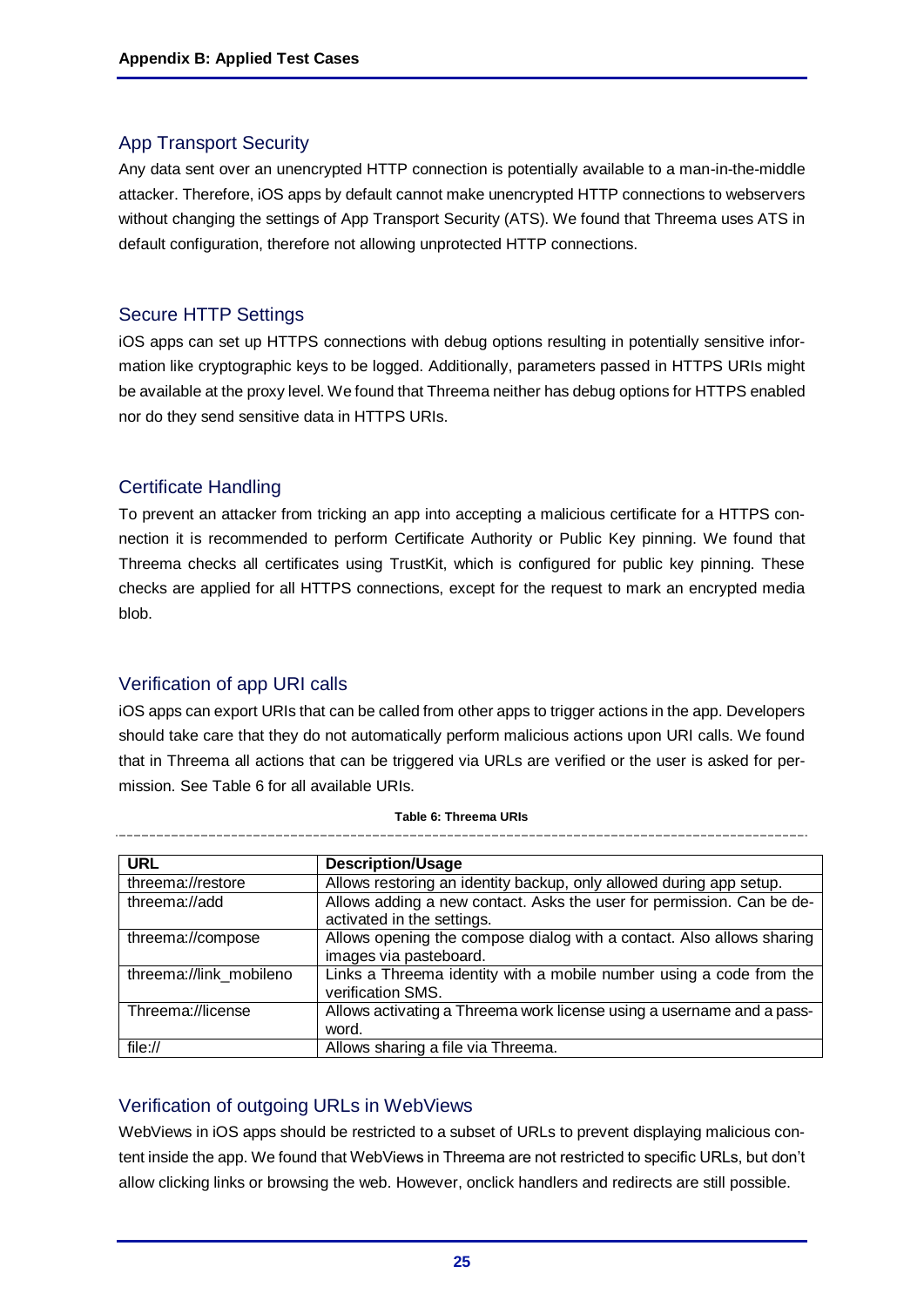## App Transport Security

Any data sent over an unencrypted HTTP connection is potentially available to a man-in-the-middle attacker. Therefore, iOS apps by default cannot make unencrypted HTTP connections to webservers without changing the settings of App Transport Security (ATS). We found that Threema uses ATS in default configuration, therefore not allowing unprotected HTTP connections.

## Secure HTTP Settings

iOS apps can set up HTTPS connections with debug options resulting in potentially sensitive information like cryptographic keys to be logged. Additionally, parameters passed in HTTPS URIs might be available at the proxy level. We found that Threema neither has debug options for HTTPS enabled nor do they send sensitive data in HTTPS URIs.

## Certificate Handling

To prevent an attacker from tricking an app into accepting a malicious certificate for a HTTPS connection it is recommended to perform Certificate Authority or Public Key pinning. We found that Threema checks all certificates using TrustKit, which is configured for public key pinning. These checks are applied for all HTTPS connections, except for the request to mark an encrypted media blob.

## Verification of app URI calls

iOS apps can export URIs that can be called from other apps to trigger actions in the app. Developers should take care that they do not automatically perform malicious actions upon URI calls. We found that in Threema all actions that can be triggered via URLs are verified or the user is asked for permission. See Table 6 for all available URIs.

**Table 6: Threema URIs**

| URL | Description/Usage |
|---|---|
| threema://restore | Allows restoring an identity backup, only allowed during app setup. |
| threema://add | Allows adding a new contact. Asks the user for permission. Can be deactivated in the settings. |
| threema://compose | Allows opening the compose dialog with a contact. Also allows sharing images via pasteboard. |
| threema://link_mobileno | Links a Threema identity with a mobile number using a code from the verification SMS. |
| Threema://license | Allows activating a Threema work license using a username and a password. |
| file:// | Allows sharing a file via Threema. |

## Verification of outgoing URLs in WebViews

WebViews in iOS apps should be restricted to a subset of URLs to prevent displaying malicious content inside the app. We found that WebViews in Threema are not restricted to specific URLs, but don't allow clicking links or browsing the web. However, onclick handlers and redirects are still possible.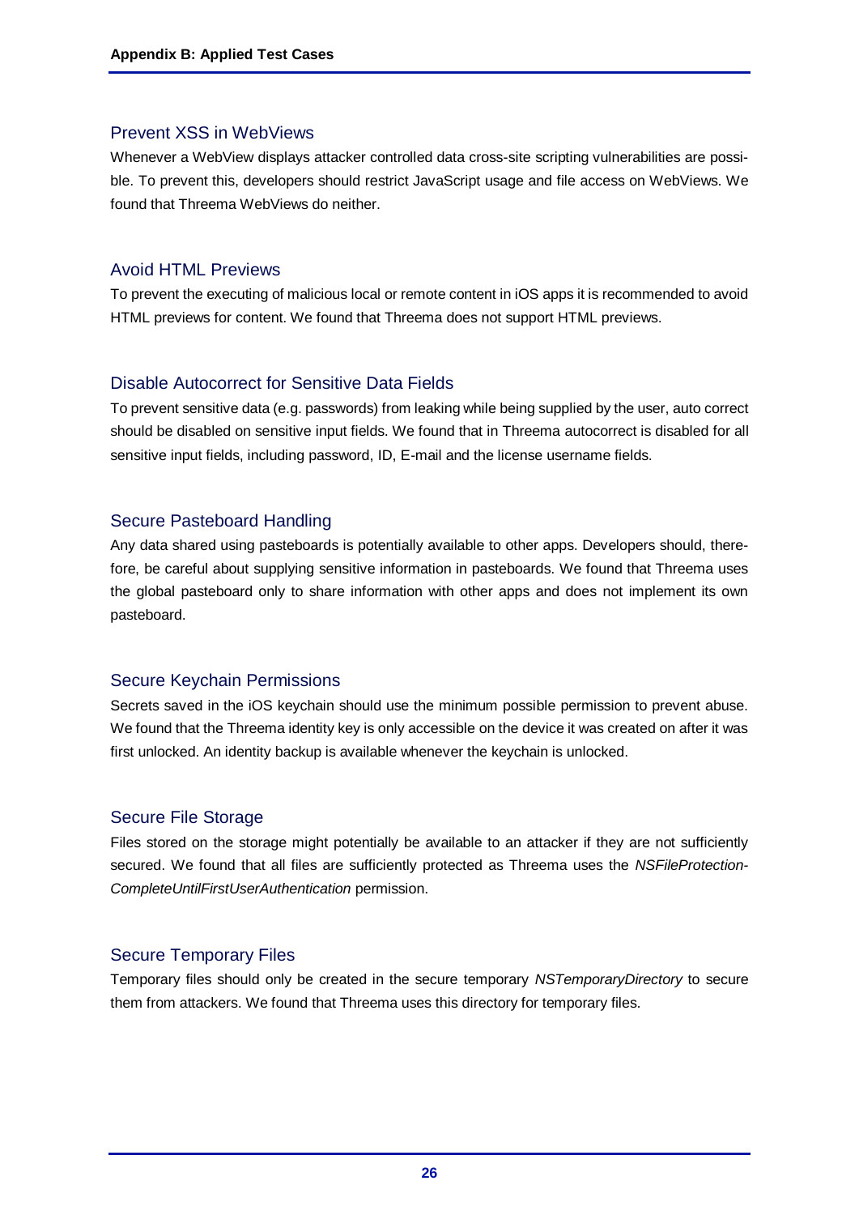### Prevent XSS in WebViews

Whenever a WebView displays attacker controlled data cross-site scripting vulnerabilities are possible. To prevent this, developers should restrict JavaScript usage and file access on WebViews. We found that Threema WebViews do neither.

### Avoid HTML Previews

To prevent the executing of malicious local or remote content in iOS apps it is recommended to avoid HTML previews for content. We found that Threema does not support HTML previews.

### Disable Autocorrect for Sensitive Data Fields

To prevent sensitive data (e.g. passwords) from leaking while being supplied by the user, auto correct should be disabled on sensitive input fields. We found that in Threema autocorrect is disabled for all sensitive input fields, including password, ID, E-mail and the license username fields.

### Secure Pasteboard Handling

Any data shared using pasteboards is potentially available to other apps. Developers should, therefore, be careful about supplying sensitive information in pasteboards. We found that Threema uses the global pasteboard only to share information with other apps and does not implement its own pasteboard.

### Secure Keychain Permissions

Secrets saved in the iOS keychain should use the minimum possible permission to prevent abuse. We found that the Threema identity key is only accessible on the device it was created on after it was first unlocked. An identity backup is available whenever the keychain is unlocked.

### Secure File Storage

Files stored on the storage might potentially be available to an attacker if they are not sufficiently secured. We found that all files are sufficiently protected as Threema uses the *NSFileProtection-CompleteUntilFirstUserAuthentication* permission.

### Secure Temporary Files

Temporary files should only be created in the secure temporary *NSTemporaryDirectory* to secure them from attackers. We found that Threema uses this directory for temporary files.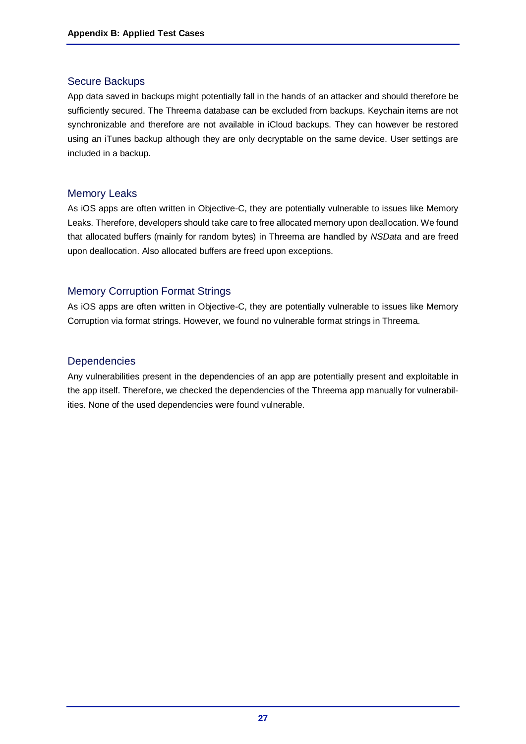## Secure Backups

App data saved in backups might potentially fall in the hands of an attacker and should therefore be sufficiently secured. The Threema database can be excluded from backups. Keychain items are not synchronizable and therefore are not available in iCloud backups. They can however be restored using an iTunes backup although they are only decryptable on the same device. User settings are included in a backup.

## Memory Leaks

As iOS apps are often written in Objective-C, they are potentially vulnerable to issues like Memory Leaks. Therefore, developers should take care to free allocated memory upon deallocation. We found that allocated buffers (mainly for random bytes) in Threema are handled by *NSData* and are freed upon deallocation. Also allocated buffers are freed upon exceptions.

## Memory Corruption Format Strings

As iOS apps are often written in Objective-C, they are potentially vulnerable to issues like Memory Corruption via format strings. However, we found no vulnerable format strings in Threema.

## Dependencies

Any vulnerabilities present in the dependencies of an app are potentially present and exploitable in the app itself. Therefore, we checked the dependencies of the Threema app manually for vulnerabilities. None of the used dependencies were found vulnerable.